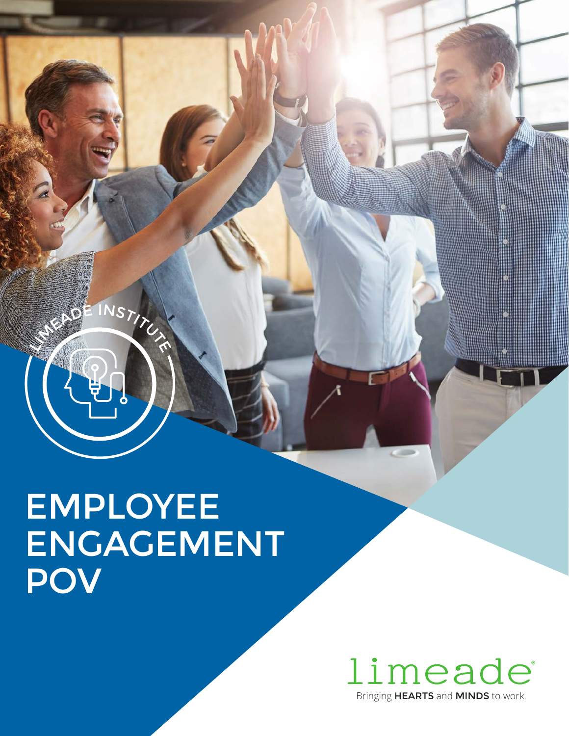LIMEADE INSTITUTE

# EMPLOYEE ENGAGEMENT POV

limeade

Bringing **HEARTS** and **MINDS** to work.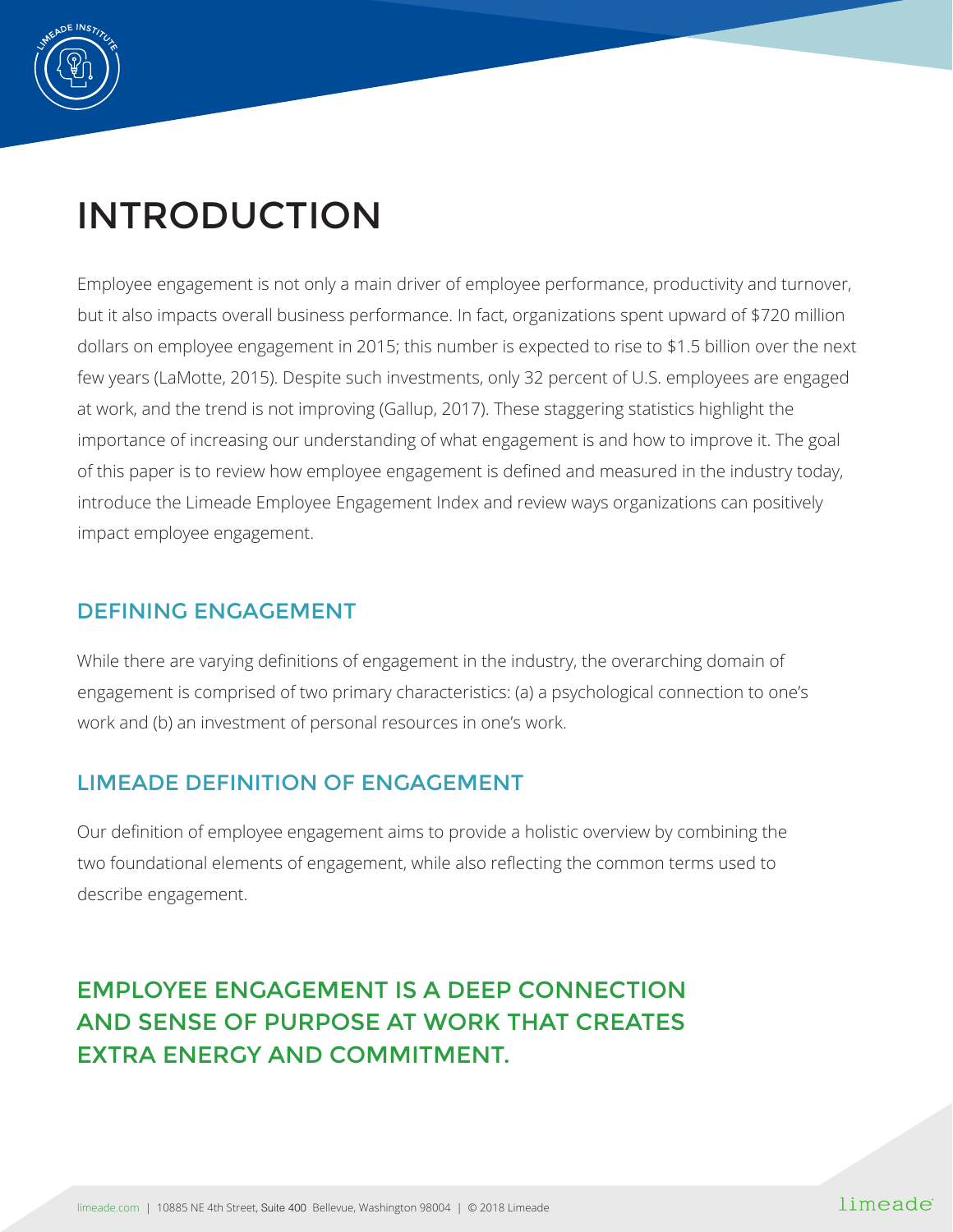# INTRODUCTION

Employee engagement is not only a main driver of employee performance, productivity and turnover, but it also impacts overall business performance. In fact, organizations spent upward of $720 million dollars on employee engagement in 2015; this number is expected to rise to $1.5 billion over the next few years (LaMotte, 2015). Despite such investments, only 32 percent of U.S. employees are engaged at work, and the trend is not improving (Gallup, 2017). These staggering statistics highlight the importance of increasing our understanding of what engagement is and how to improve it. The goal of this paper is to review how employee engagement is defined and measured in the industry today, introduce the Limeade Employee Engagement Index and review ways organizations can positively impact employee engagement.

## DEFINING ENGAGEMENT

While there are varying definitions of engagement in the industry, the overarching domain of engagement is comprised of two primary characteristics: (a) a psychological connection to one's work and (b) an investment of personal resources in one's work.

## LIMEADE DEFINITION OF ENGAGEMENT

Our definition of employee engagement aims to provide a holistic overview by combining the two foundational elements of engagement, while also reflecting the common terms used to describe engagement.

**EMPLOYEE ENGAGEMENT IS A DEEP CONNECTION AND SENSE OF PURPOSE AT WORK THAT CREATES EXTRA ENERGY AND COMMITMENT.**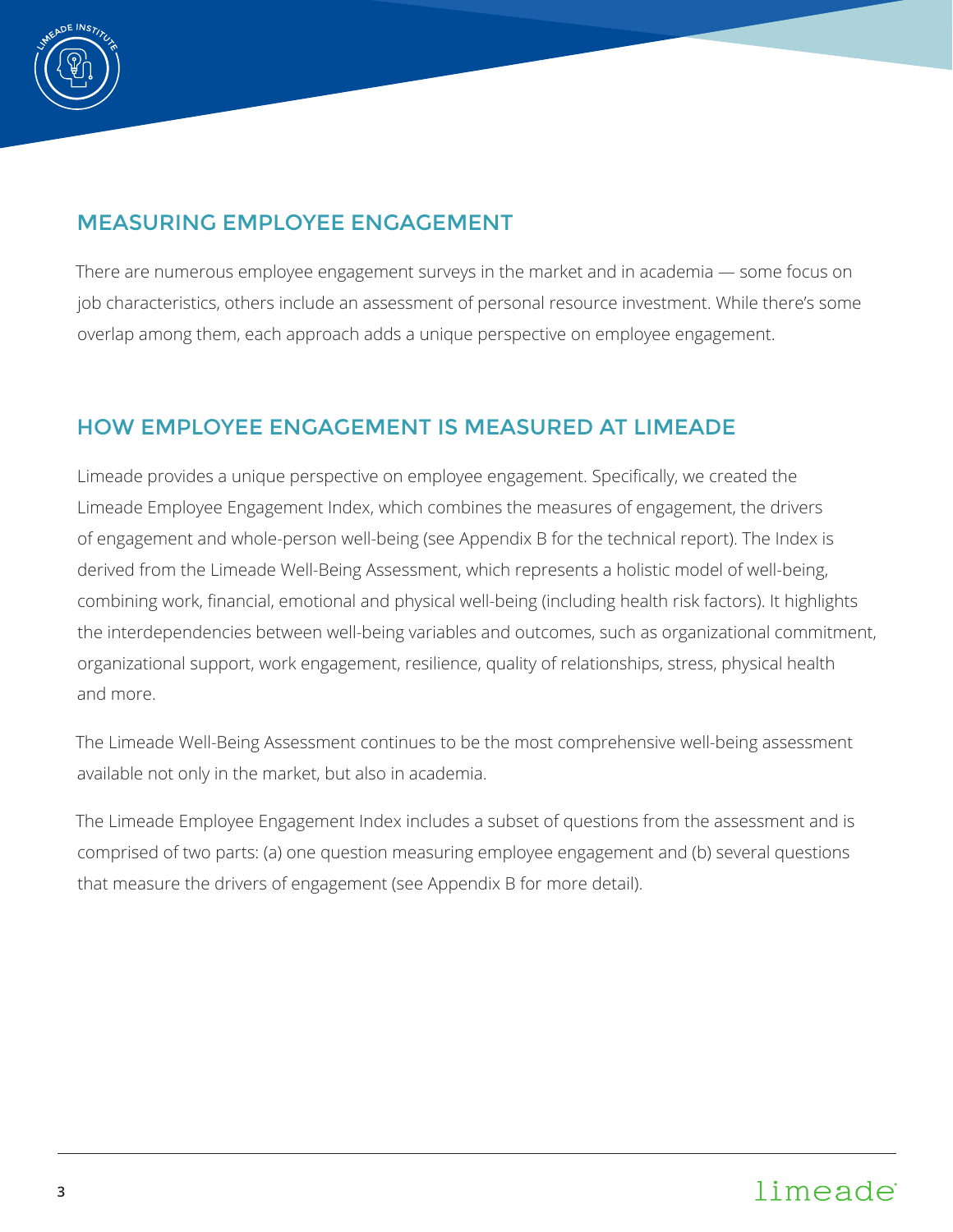## MEASURING EMPLOYEE ENGAGEMENT

There are numerous employee engagement surveys in the market and in academia — some focus on job characteristics, others include an assessment of personal resource investment. While there's some overlap among them, each approach adds a unique perspective on employee engagement.

## HOW EMPLOYEE ENGAGEMENT IS MEASURED AT LIMEADE

Limeade provides a unique perspective on employee engagement. Specifically, we created the Limeade Employee Engagement Index, which combines the measures of engagement, the drivers of engagement and whole-person well-being (see Appendix B for the technical report). The Index is derived from the Limeade Well-Being Assessment, which represents a holistic model of well-being, combining work, financial, emotional and physical well-being (including health risk factors). It highlights the interdependencies between well-being variables and outcomes, such as organizational commitment, organizational support, work engagement, resilience, quality of relationships, stress, physical health and more.

The Limeade Well-Being Assessment continues to be the most comprehensive well-being assessment available not only in the market, but also in academia.

The Limeade Employee Engagement Index includes a subset of questions from the assessment and is comprised of two parts: (a) one question measuring employee engagement and (b) several questions that measure the drivers of engagement (see Appendix B for more detail).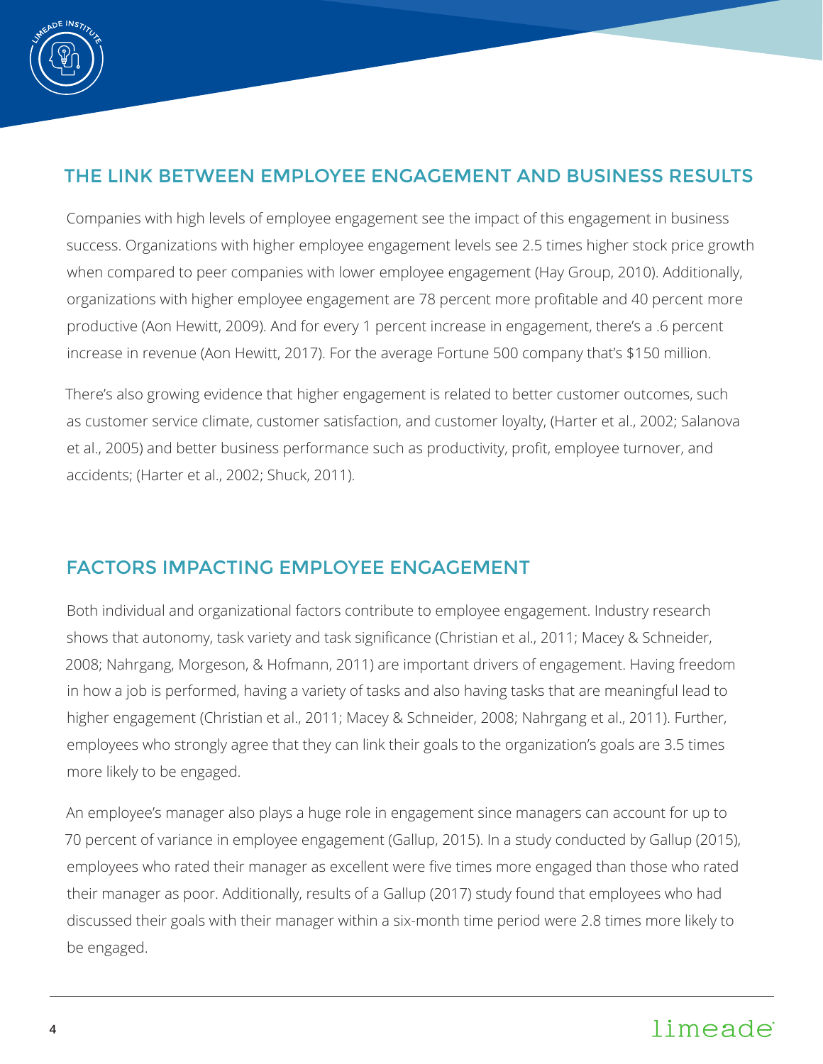## THE LINK BETWEEN EMPLOYEE ENGAGEMENT AND BUSINESS RESULTS

Companies with high levels of employee engagement see the impact of this engagement in business success. Organizations with higher employee engagement levels see 2.5 times higher stock price growth when compared to peer companies with lower employee engagement (Hay Group, 2010). Additionally, organizations with higher employee engagement are 78 percent more profitable and 40 percent more productive (Aon Hewitt, 2009). And for every 1 percent increase in engagement, there's a .6 percent increase in revenue (Aon Hewitt, 2017). For the average Fortune 500 company that's $150 million.

There's also growing evidence that higher engagement is related to better customer outcomes, such as customer service climate, customer satisfaction, and customer loyalty, (Harter et al., 2002; Salanova et al., 2005) and better business performance such as productivity, profit, employee turnover, and accidents; (Harter et al., 2002; Shuck, 2011).

## FACTORS IMPACTING EMPLOYEE ENGAGEMENT

Both individual and organizational factors contribute to employee engagement. Industry research shows that autonomy, task variety and task significance (Christian et al., 2011; Macey & Schneider, 2008; Nahrgang, Morgeson, & Hofmann, 2011) are important drivers of engagement. Having freedom in how a job is performed, having a variety of tasks and also having tasks that are meaningful lead to higher engagement (Christian et al., 2011; Macey & Schneider, 2008; Nahrgang et al., 2011). Further, employees who strongly agree that they can link their goals to the organization's goals are 3.5 times more likely to be engaged.

An employee's manager also plays a huge role in engagement since managers can account for up to 70 percent of variance in employee engagement (Gallup, 2015). In a study conducted by Gallup (2015), employees who rated their manager as excellent were five times more engaged than those who rated their manager as poor. Additionally, results of a Gallup (2017) study found that employees who had discussed their goals with their manager within a six-month time period were 2.8 times more likely to be engaged.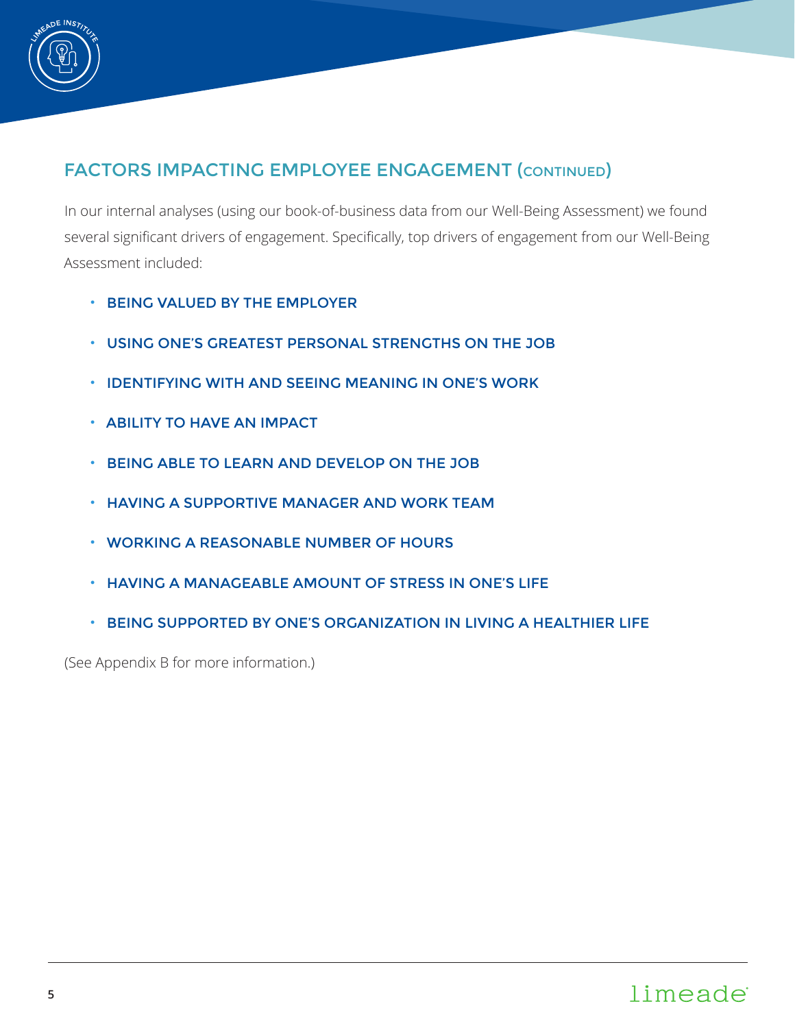## FACTORS IMPACTING EMPLOYEE ENGAGEMENT (CONTINUED)

In our internal analyses (using our book-of-business data from our Well-Being Assessment) we found several significant drivers of engagement. Specifically, top drivers of engagement from our Well-Being Assessment included:

- BEING VALUED BY THE EMPLOYER
- USING ONE'S GREATEST PERSONAL STRENGTHS ON THE JOB
- IDENTIFYING WITH AND SEEING MEANING IN ONE'S WORK
- ABILITY TO HAVE AN IMPACT
- BEING ABLE TO LEARN AND DEVELOP ON THE JOB
- HAVING A SUPPORTIVE MANAGER AND WORK TEAM
- WORKING A REASONABLE NUMBER OF HOURS
- HAVING A MANAGEABLE AMOUNT OF STRESS IN ONE'S LIFE
- BEING SUPPORTED BY ONE'S ORGANIZATION IN LIVING A HEALTHIER LIFE

(See Appendix B for more information.)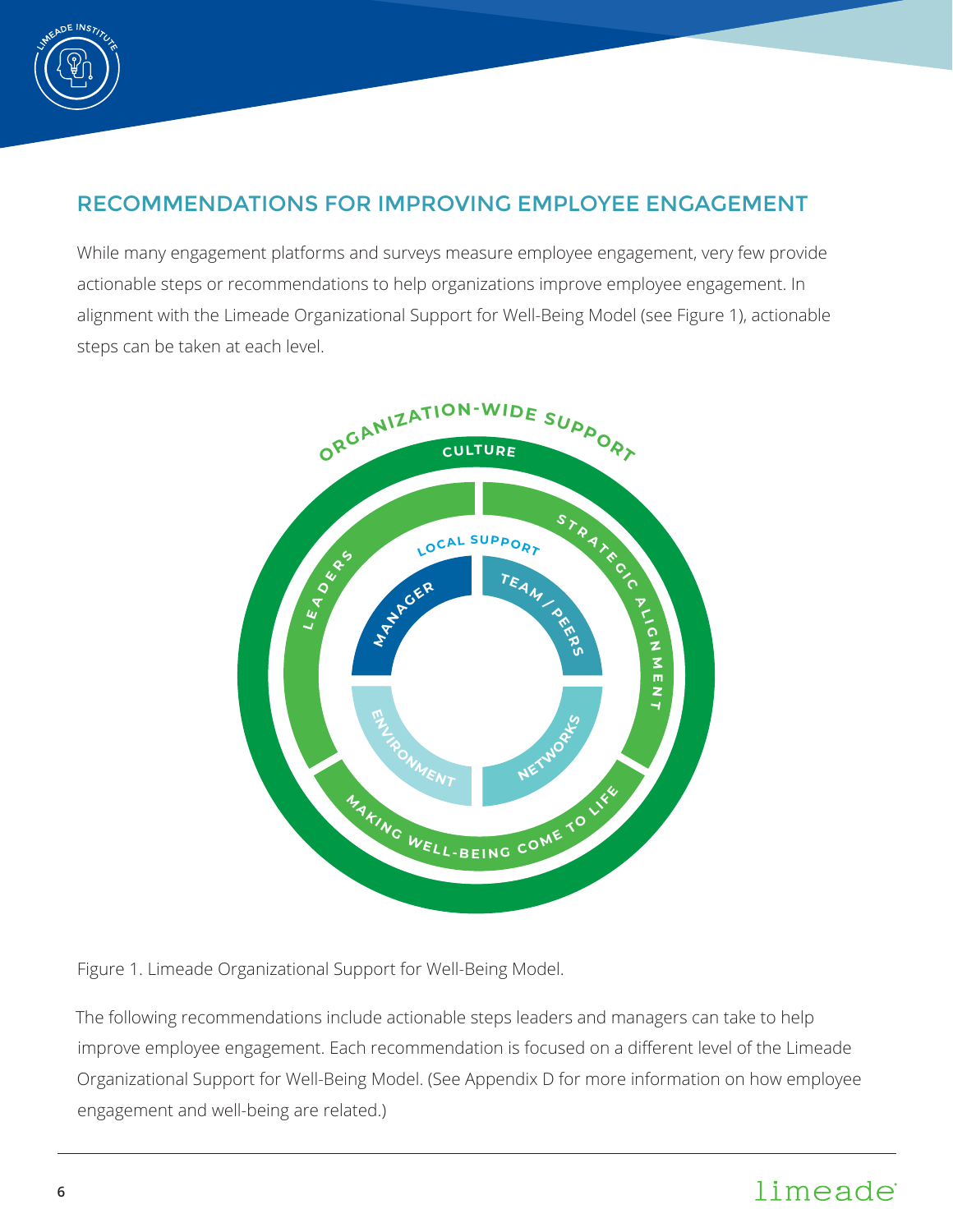## RECOMMENDATIONS FOR IMPROVING EMPLOYEE ENGAGEMENT

While many engagement platforms and surveys measure employee engagement, very few provide actionable steps or recommendations to help organizations improve employee engagement. In alignment with the Limeade Organizational Support for Well-Being Model (see Figure 1), actionable steps can be taken at each level.

Figure 1. Limeade Organizational Support for Well-Being Model.

The following recommendations include actionable steps leaders and managers can take to help improve employee engagement. Each recommendation is focused on a different level of the Limeade Organizational Support for Well-Being Model. (See Appendix D for more information on how employee engagement and well-being are related.)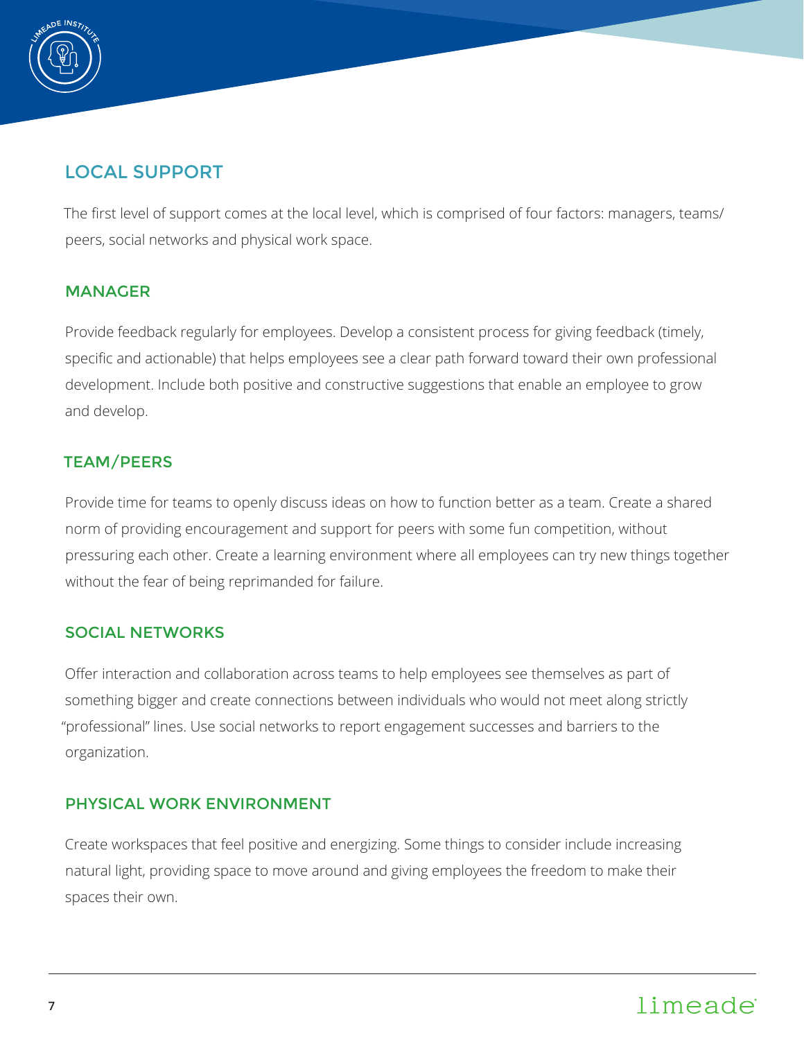## LOCAL SUPPORT

The first level of support comes at the local level, which is comprised of four factors: managers, teams/peers, social networks and physical work space.

### MANAGER

Provide feedback regularly for employees. Develop a consistent process for giving feedback (timely, specific and actionable) that helps employees see a clear path forward toward their own professional development. Include both positive and constructive suggestions that enable an employee to grow and develop.

### TEAM/PEERS

Provide time for teams to openly discuss ideas on how to function better as a team. Create a shared norm of providing encouragement and support for peers with some fun competition, without pressuring each other. Create a learning environment where all employees can try new things together without the fear of being reprimanded for failure.

### SOCIAL NETWORKS

Offer interaction and collaboration across teams to help employees see themselves as part of something bigger and create connections between individuals who would not meet along strictly "professional" lines. Use social networks to report engagement successes and barriers to the organization.

### PHYSICAL WORK ENVIRONMENT

Create workspaces that feel positive and energizing. Some things to consider include increasing natural light, providing space to move around and giving employees the freedom to make their spaces their own.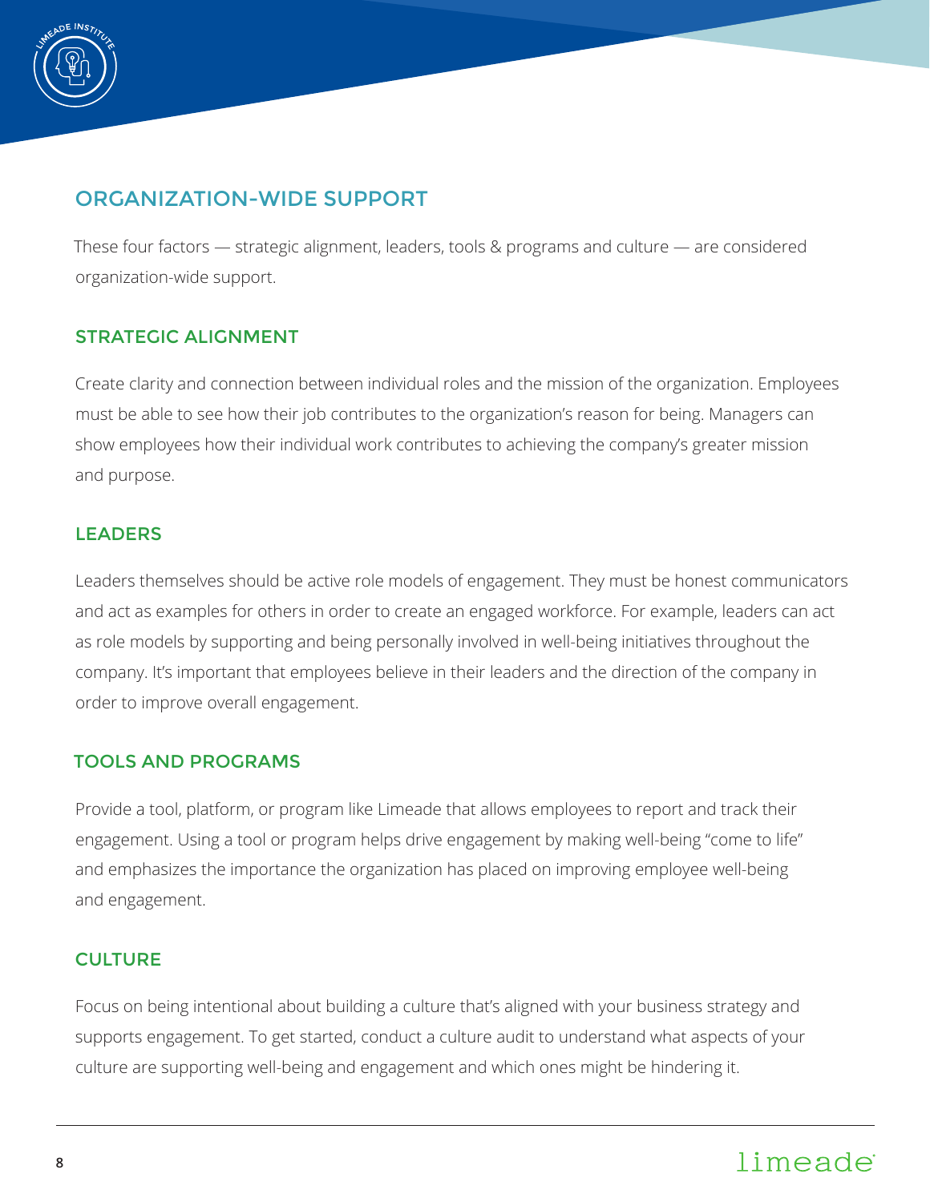## ORGANIZATION-WIDE SUPPORT

These four factors — strategic alignment, leaders, tools & programs and culture — are considered organization-wide support.

### STRATEGIC ALIGNMENT

Create clarity and connection between individual roles and the mission of the organization. Employees must be able to see how their job contributes to the organization's reason for being. Managers can show employees how their individual work contributes to achieving the company's greater mission and purpose.

### LEADERS

Leaders themselves should be active role models of engagement. They must be honest communicators and act as examples for others in order to create an engaged workforce. For example, leaders can act as role models by supporting and being personally involved in well-being initiatives throughout the company. It's important that employees believe in their leaders and the direction of the company in order to improve overall engagement.

### TOOLS AND PROGRAMS

Provide a tool, platform, or program like Limeade that allows employees to report and track their engagement. Using a tool or program helps drive engagement by making well-being "come to life" and emphasizes the importance the organization has placed on improving employee well-being and engagement.

### CULTURE

Focus on being intentional about building a culture that's aligned with your business strategy and supports engagement. To get started, conduct a culture audit to understand what aspects of your culture are supporting well-being and engagement and which ones might be hindering it.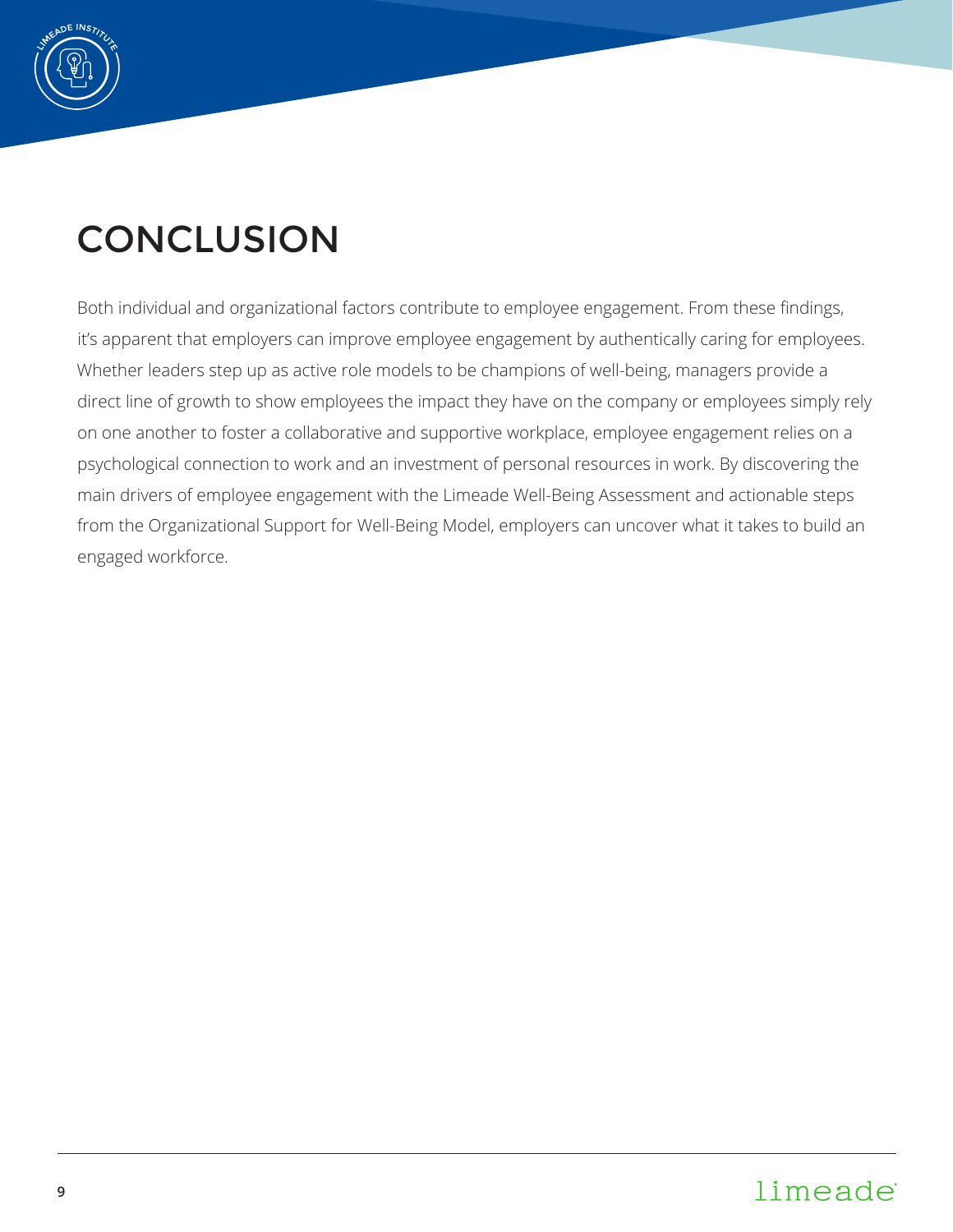# CONCLUSION

Both individual and organizational factors contribute to employee engagement. From these findings, it's apparent that employers can improve employee engagement by authentically caring for employees. Whether leaders step up as active role models to be champions of well-being, managers provide a direct line of growth to show employees the impact they have on the company or employees simply rely on one another to foster a collaborative and supportive workplace, employee engagement relies on a psychological connection to work and an investment of personal resources in work. By discovering the main drivers of employee engagement with the Limeade Well-Being Assessment and actionable steps from the Organizational Support for Well-Being Model, employers can uncover what it takes to build an engaged workforce.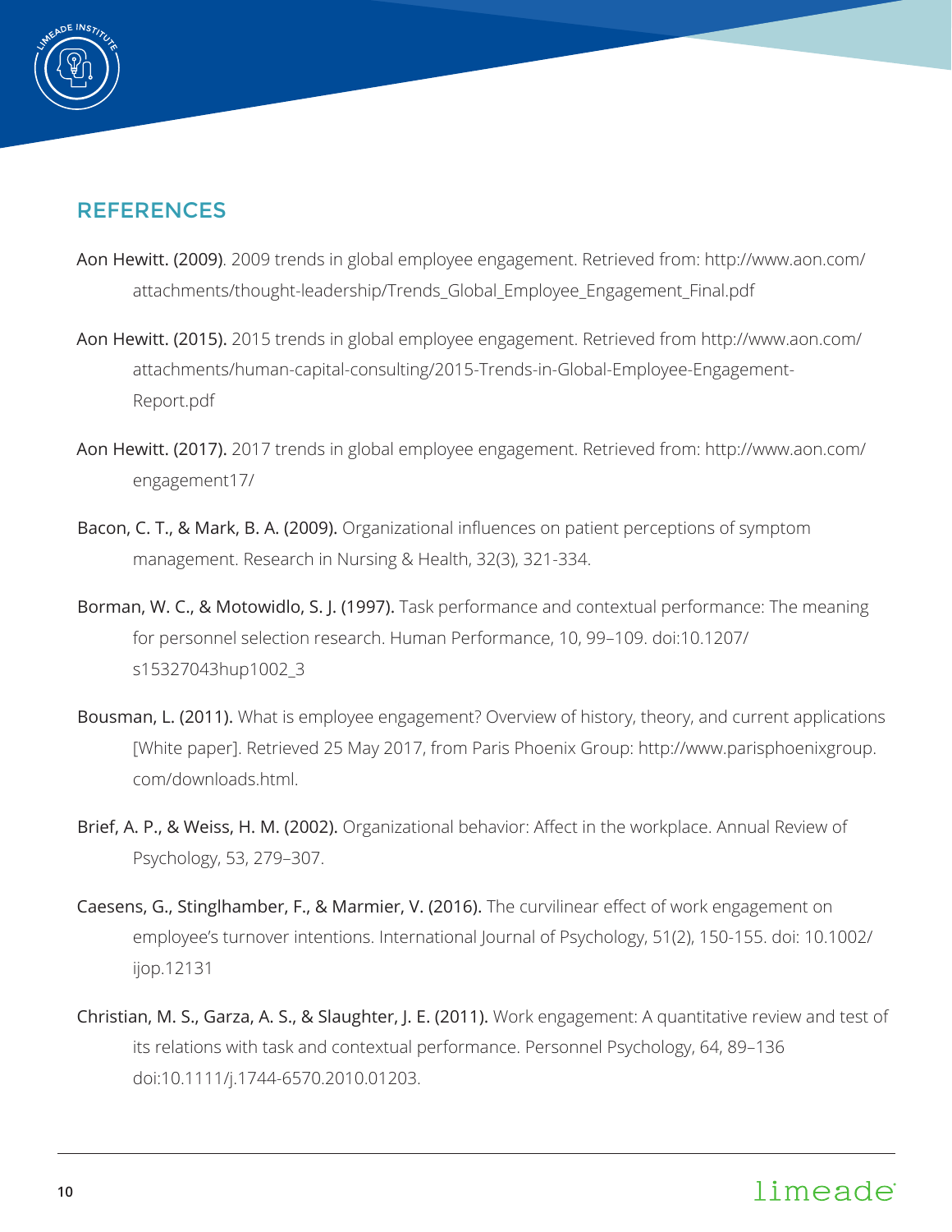## REFERENCES

Aon Hewitt. (2009). 2009 trends in global employee engagement. Retrieved from: http://www.aon.com/attachments/thought-leadership/Trends_Global_Employee_Engagement_Final.pdf

Aon Hewitt. (2015). 2015 trends in global employee engagement. Retrieved from http://www.aon.com/attachments/human-capital-consulting/2015-Trends-in-Global-Employee-Engagement-Report.pdf

Aon Hewitt. (2017). 2017 trends in global employee engagement. Retrieved from: http://www.aon.com/engagement17/

Bacon, C. T., & Mark, B. A. (2009). Organizational influences on patient perceptions of symptom management. Research in Nursing & Health, 32(3), 321-334.

Borman, W. C., & Motowidlo, S. J. (1997). Task performance and contextual performance: The meaning for personnel selection research. Human Performance, 10, 99–109. doi:10.1207/s15327043hup1002_3

Bousman, L. (2011). What is employee engagement? Overview of history, theory, and current applications [White paper]. Retrieved 25 May 2017, from Paris Phoenix Group: http://www.parisphoenixgroup.com/downloads.html.

Brief, A. P., & Weiss, H. M. (2002). Organizational behavior: Affect in the workplace. Annual Review of Psychology, 53, 279–307.

Caesens, G., Stinglhamber, F., & Marmier, V. (2016). The curvilinear effect of work engagement on employee's turnover intentions. International Journal of Psychology, 51(2), 150-155. doi: 10.1002/ijop.12131

Christian, M. S., Garza, A. S., & Slaughter, J. E. (2011). Work engagement: A quantitative review and test of its relations with task and contextual performance. Personnel Psychology, 64, 89–136 doi:10.1111/j.1744-6570.2010.01203.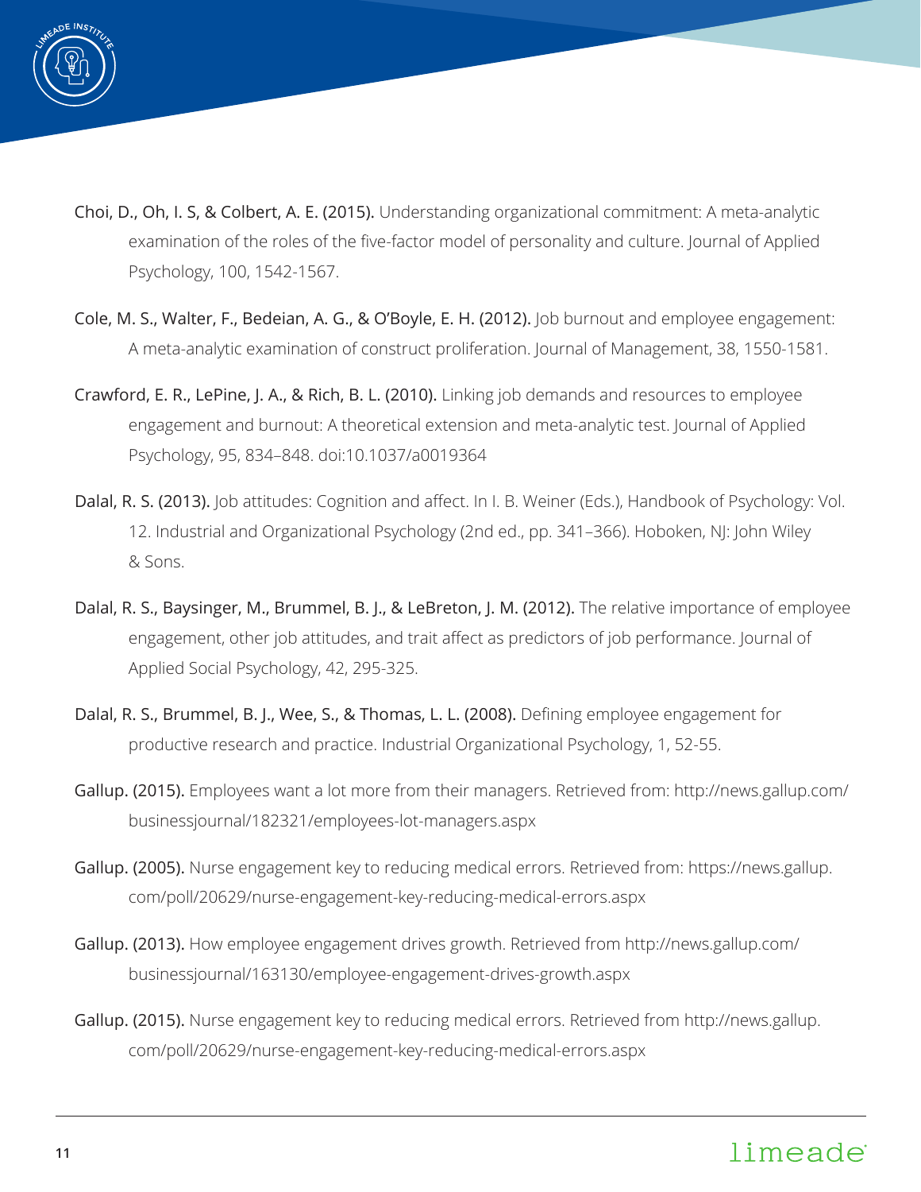Choi, D., Oh, I. S, & Colbert, A. E. (2015). Understanding organizational commitment: A meta-analytic examination of the roles of the five-factor model of personality and culture. Journal of Applied Psychology, 100, 1542-1567.

Cole, M. S., Walter, F., Bedeian, A. G., & O'Boyle, E. H. (2012). Job burnout and employee engagement: A meta-analytic examination of construct proliferation. Journal of Management, 38, 1550-1581.

Crawford, E. R., LePine, J. A., & Rich, B. L. (2010). Linking job demands and resources to employee engagement and burnout: A theoretical extension and meta-analytic test. Journal of Applied Psychology, 95, 834–848. doi:10.1037/a0019364

Dalal, R. S. (2013). Job attitudes: Cognition and affect. In I. B. Weiner (Eds.), Handbook of Psychology: Vol. 12. Industrial and Organizational Psychology (2nd ed., pp. 341–366). Hoboken, NJ: John Wiley & Sons.

Dalal, R. S., Baysinger, M., Brummel, B. J., & LeBreton, J. M. (2012). The relative importance of employee engagement, other job attitudes, and trait affect as predictors of job performance. Journal of Applied Social Psychology, 42, 295-325.

Dalal, R. S., Brummel, B. J., Wee, S., & Thomas, L. L. (2008). Defining employee engagement for productive research and practice. Industrial Organizational Psychology, 1, 52-55.

Gallup. (2015). Employees want a lot more from their managers. Retrieved from: http://news.gallup.com/businessjournal/182321/employees-lot-managers.aspx

Gallup. (2005). Nurse engagement key to reducing medical errors. Retrieved from: https://news.gallup.com/poll/20629/nurse-engagement-key-reducing-medical-errors.aspx

Gallup. (2013). How employee engagement drives growth. Retrieved from http://news.gallup.com/businessjournal/163130/employee-engagement-drives-growth.aspx

Gallup. (2015). Nurse engagement key to reducing medical errors. Retrieved from http://news.gallup.com/poll/20629/nurse-engagement-key-reducing-medical-errors.aspx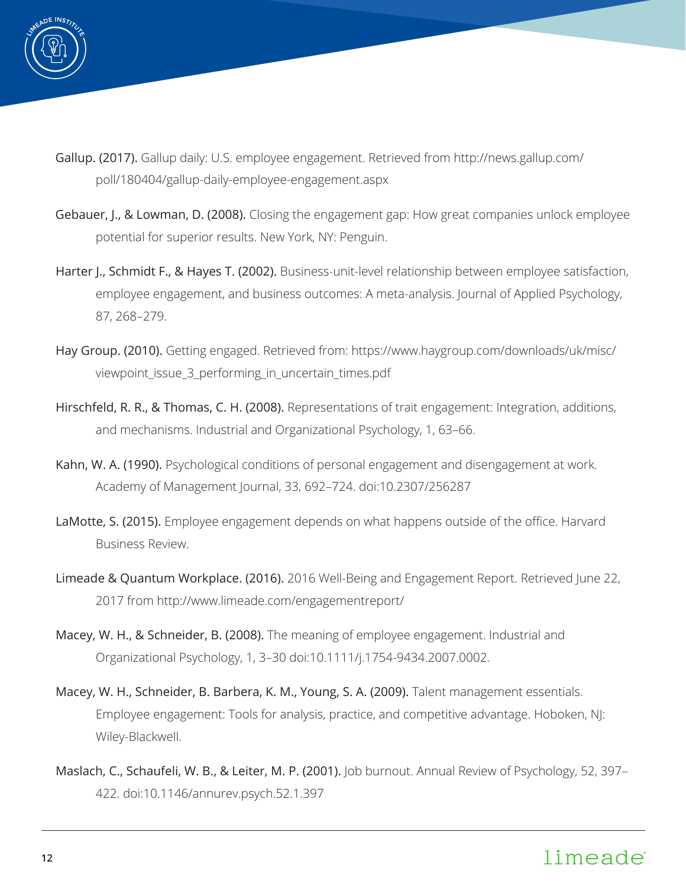Gallup. (2017). Gallup daily: U.S. employee engagement. Retrieved from http://news.gallup.com/poll/180404/gallup-daily-employee-engagement.aspx

Gebauer, J., & Lowman, D. (2008). Closing the engagement gap: How great companies unlock employee potential for superior results. New York, NY: Penguin.

Harter J., Schmidt F., & Hayes T. (2002). Business-unit-level relationship between employee satisfaction, employee engagement, and business outcomes: A meta-analysis. Journal of Applied Psychology, 87, 268–279.

Hay Group. (2010). Getting engaged. Retrieved from: https://www.haygroup.com/downloads/uk/misc/viewpoint_issue_3_performing_in_uncertain_times.pdf

Hirschfeld, R. R., & Thomas, C. H. (2008). Representations of trait engagement: Integration, additions, and mechanisms. Industrial and Organizational Psychology, 1, 63–66.

Kahn, W. A. (1990). Psychological conditions of personal engagement and disengagement at work. Academy of Management Journal, 33, 692–724. doi:10.2307/256287

LaMotte, S. (2015). Employee engagement depends on what happens outside of the office. Harvard Business Review.

Limeade & Quantum Workplace. (2016). 2016 Well-Being and Engagement Report. Retrieved June 22, 2017 from http://www.limeade.com/engagementreport/

Macey, W. H., & Schneider, B. (2008). The meaning of employee engagement. Industrial and Organizational Psychology, 1, 3–30 doi:10.1111/j.1754-9434.2007.0002.

Macey, W. H., Schneider, B. Barbera, K. M., Young, S. A. (2009). Talent management essentials. Employee engagement: Tools for analysis, practice, and competitive advantage. Hoboken, NJ: Wiley-Blackwell.

Maslach, C., Schaufeli, W. B., & Leiter, M. P. (2001). Job burnout. Annual Review of Psychology, 52, 397–422. doi:10.1146/annurev.psych.52.1.397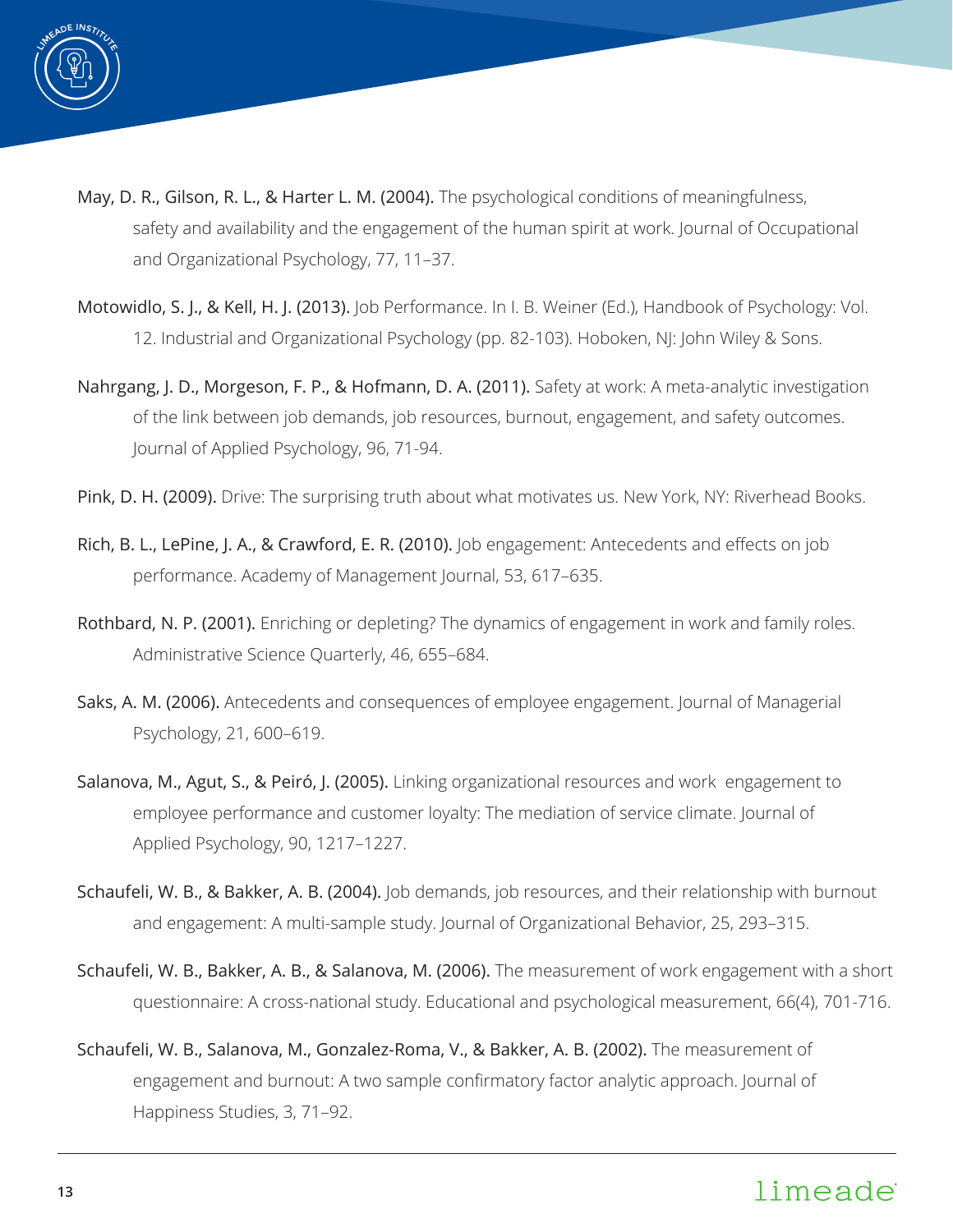May, D. R., Gilson, R. L., & Harter L. M. (2004). The psychological conditions of meaningfulness, safety and availability and the engagement of the human spirit at work. Journal of Occupational and Organizational Psychology, 77, 11–37.

Motowidlo, S. J., & Kell, H. J. (2013). Job Performance. In I. B. Weiner (Ed.), Handbook of Psychology: Vol. 12. Industrial and Organizational Psychology (pp. 82-103). Hoboken, NJ: John Wiley & Sons.

Nahrgang, J. D., Morgeson, F. P., & Hofmann, D. A. (2011). Safety at work: A meta-analytic investigation of the link between job demands, job resources, burnout, engagement, and safety outcomes. Journal of Applied Psychology, 96, 71-94.

Pink, D. H. (2009). Drive: The surprising truth about what motivates us. New York, NY: Riverhead Books.

Rich, B. L., LePine, J. A., & Crawford, E. R. (2010). Job engagement: Antecedents and effects on job performance. Academy of Management Journal, 53, 617–635.

Rothbard, N. P. (2001). Enriching or depleting? The dynamics of engagement in work and family roles. Administrative Science Quarterly, 46, 655–684.

Saks, A. M. (2006). Antecedents and consequences of employee engagement. Journal of Managerial Psychology, 21, 600–619.

Salanova, M., Agut, S., & Peiró, J. (2005). Linking organizational resources and work engagement to employee performance and customer loyalty: The mediation of service climate. Journal of Applied Psychology, 90, 1217–1227.

Schaufeli, W. B., & Bakker, A. B. (2004). Job demands, job resources, and their relationship with burnout and engagement: A multi-sample study. Journal of Organizational Behavior, 25, 293–315.

Schaufeli, W. B., Bakker, A. B., & Salanova, M. (2006). The measurement of work engagement with a short questionnaire: A cross-national study. Educational and psychological measurement, 66(4), 701-716.

Schaufeli, W. B., Salanova, M., Gonzalez-Roma, V., & Bakker, A. B. (2002). The measurement of engagement and burnout: A two sample confirmatory factor analytic approach. Journal of Happiness Studies, 3, 71–92.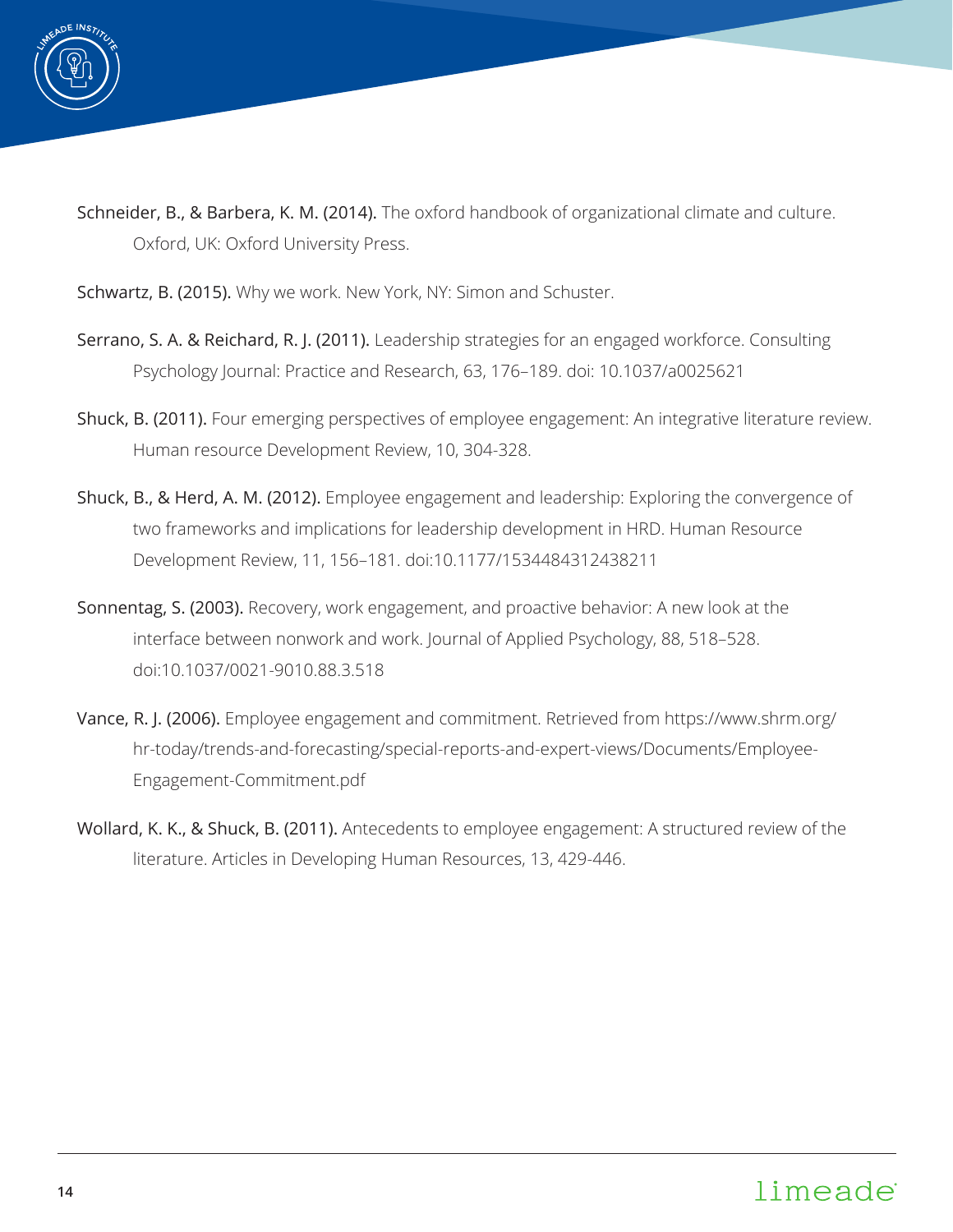Schneider, B., & Barbera, K. M. (2014). The oxford handbook of organizational climate and culture. Oxford, UK: Oxford University Press.

Schwartz, B. (2015). Why we work. New York, NY: Simon and Schuster.

Serrano, S. A. & Reichard, R. J. (2011). Leadership strategies for an engaged workforce. Consulting Psychology Journal: Practice and Research, 63, 176–189. doi: 10.1037/a0025621

Shuck, B. (2011). Four emerging perspectives of employee engagement: An integrative literature review. Human resource Development Review, 10, 304-328.

Shuck, B., & Herd, A. M. (2012). Employee engagement and leadership: Exploring the convergence of two frameworks and implications for leadership development in HRD. Human Resource Development Review, 11, 156–181. doi:10.1177/1534484312438211

Sonnentag, S. (2003). Recovery, work engagement, and proactive behavior: A new look at the interface between nonwork and work. Journal of Applied Psychology, 88, 518–528. doi:10.1037/0021-9010.88.3.518

Vance, R. J. (2006). Employee engagement and commitment. Retrieved from https://www.shrm.org/hr-today/trends-and-forecasting/special-reports-and-expert-views/Documents/Employee-Engagement-Commitment.pdf

Wollard, K. K., & Shuck, B. (2011). Antecedents to employee engagement: A structured review of the literature. Articles in Developing Human Resources, 13, 429-446.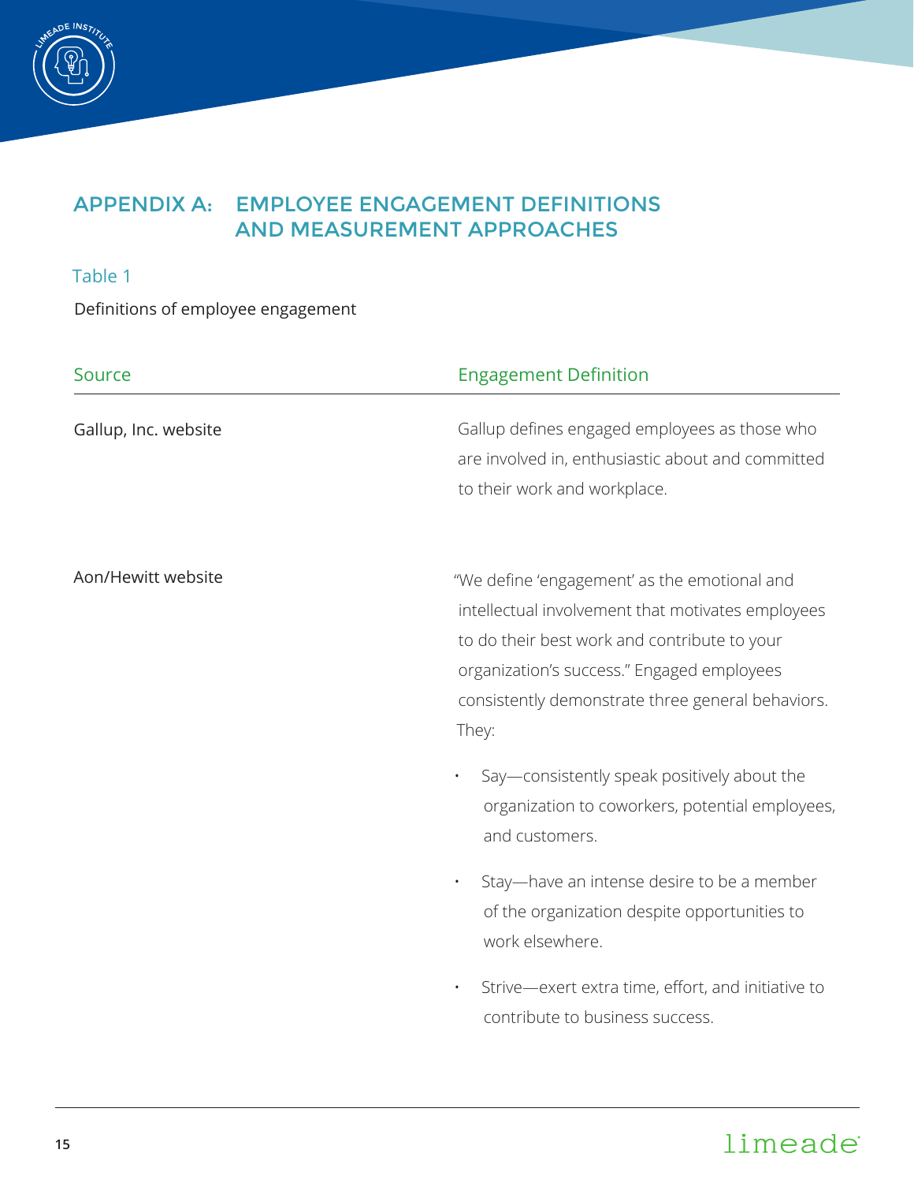## APPENDIX A: EMPLOYEE ENGAGEMENT DEFINITIONS AND MEASUREMENT APPROACHES

Table 1

Definitions of employee engagement

| Source | Engagement Definition |
|---|---|
| Gallup, Inc. website | Gallup defines engaged employees as those who are involved in, enthusiastic about and committed to their work and workplace. |
| Aon/Hewitt website | "We define 'engagement' as the emotional and intellectual involvement that motivates employees to do their best work and contribute to your organization's success." Engaged employees consistently demonstrate three general behaviors. They:<br>• Say—consistently speak positively about the organization to coworkers, potential employees, and customers.<br>• Stay—have an intense desire to be a member of the organization despite opportunities to work elsewhere.<br>• Strive—exert extra time, effort, and initiative to contribute to business success. |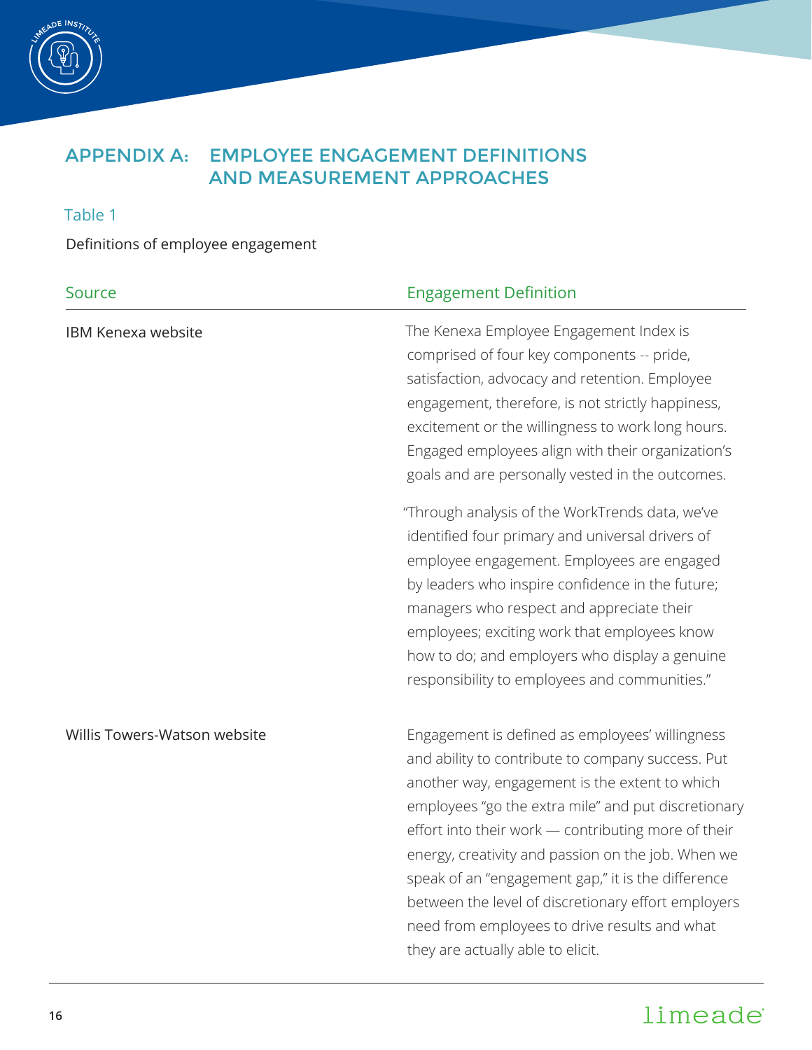## APPENDIX A: EMPLOYEE ENGAGEMENT DEFINITIONS AND MEASUREMENT APPROACHES

### Table 1

Definitions of employee engagement

| Source | Engagement Definition |
| --- | --- |
| IBM Kenexa website | The Kenexa Employee Engagement Index is comprised of four key components -- pride, satisfaction, advocacy and retention. Employee engagement, therefore, is not strictly happiness, excitement or the willingness to work long hours. Engaged employees align with their organization's goals and are personally vested in the outcomes.<br><br>"Through analysis of the WorkTrends data, we've identified four primary and universal drivers of employee engagement. Employees are engaged by leaders who inspire confidence in the future; managers who respect and appreciate their employees; exciting work that employees know how to do; and employers who display a genuine responsibility to employees and communities." |
| Willis Towers-Watson website | Engagement is defined as employees' willingness and ability to contribute to company success. Put another way, engagement is the extent to which employees "go the extra mile" and put discretionary effort into their work — contributing more of their energy, creativity and passion on the job. When we speak of an "engagement gap," it is the difference between the level of discretionary effort employers need from employees to drive results and what they are actually able to elicit. |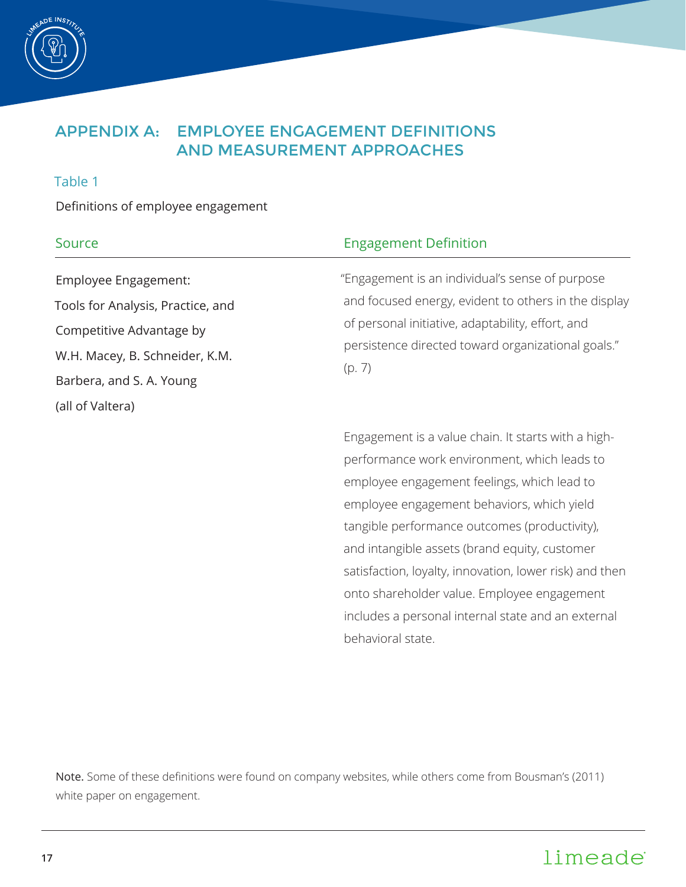# APPENDIX A: EMPLOYEE ENGAGEMENT DEFINITIONS AND MEASUREMENT APPROACHES

## Table 1

Definitions of employee engagement

| Source | Engagement Definition |
|---|---|
| Employee Engagement: Tools for Analysis, Practice, and Competitive Advantage by W.H. Macey, B. Schneider, K.M. Barbera, and S. A. Young (all of Valtera) | "Engagement is an individual's sense of purpose and focused energy, evident to others in the display of personal initiative, adaptability, effort, and persistence directed toward organizational goals." (p. 7) |
| | Engagement is a value chain. It starts with a high-performance work environment, which leads to employee engagement feelings, which lead to employee engagement behaviors, which yield tangible performance outcomes (productivity), and intangible assets (brand equity, customer satisfaction, loyalty, innovation, lower risk) and then onto shareholder value. Employee engagement includes a personal internal state and an external behavioral state. |

**Note.** Some of these definitions were found on company websites, while others come from Bousman's (2011) white paper on engagement.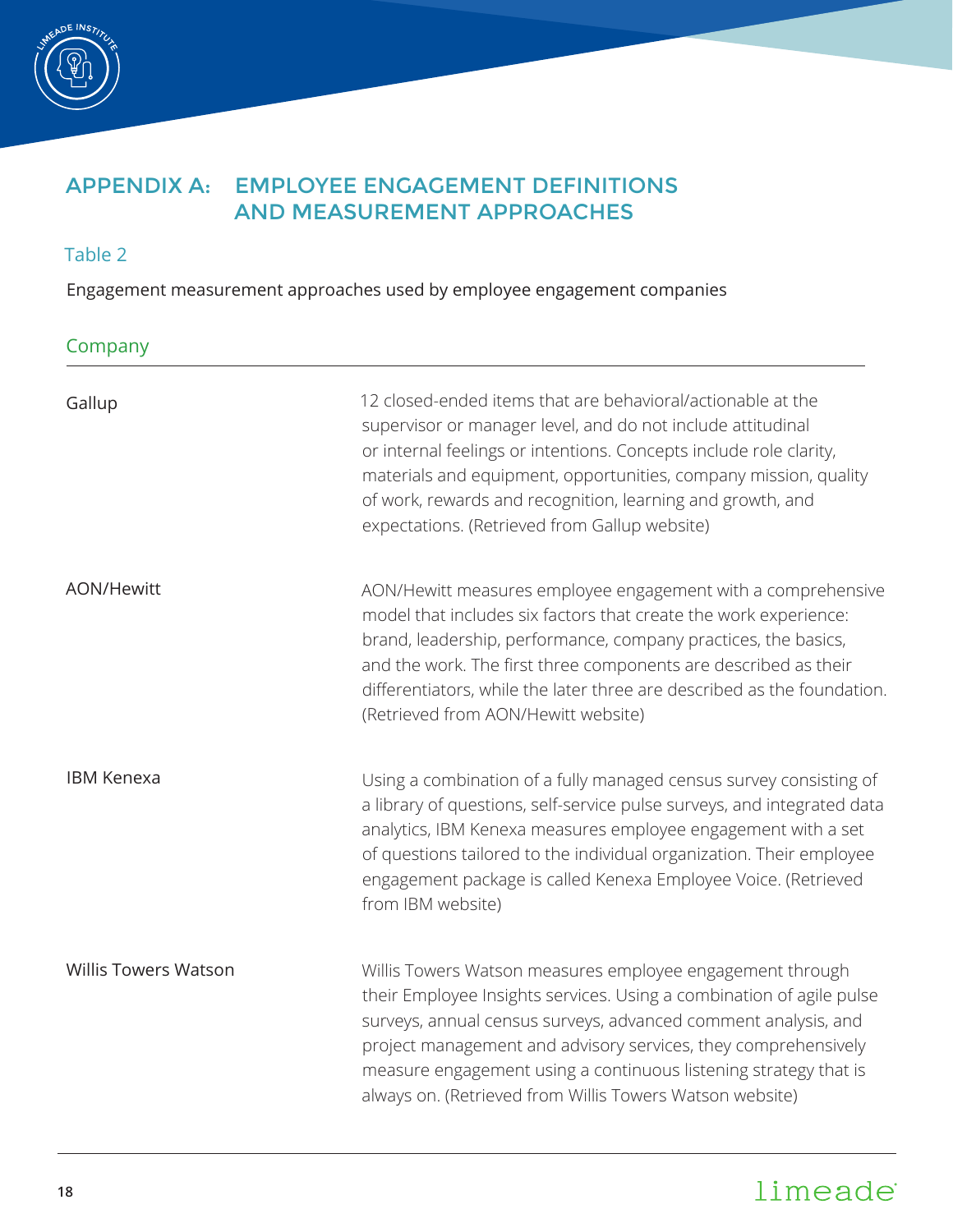## APPENDIX A: EMPLOYEE ENGAGEMENT DEFINITIONS AND MEASUREMENT APPROACHES

### Table 2

Engagement measurement approaches used by employee engagement companies

| Company | |
|---|---|
| Gallup | 12 closed-ended items that are behavioral/actionable at the supervisor or manager level, and do not include attitudinal or internal feelings or intentions. Concepts include role clarity, materials and equipment, opportunities, company mission, quality of work, rewards and recognition, learning and growth, and expectations. (Retrieved from Gallup website) |
| AON/Hewitt | AON/Hewitt measures employee engagement with a comprehensive model that includes six factors that create the work experience: brand, leadership, performance, company practices, the basics, and the work. The first three components are described as their differentiators, while the later three are described as the foundation. (Retrieved from AON/Hewitt website) |
| IBM Kenexa | Using a combination of a fully managed census survey consisting of a library of questions, self-service pulse surveys, and integrated data analytics, IBM Kenexa measures employee engagement with a set of questions tailored to the individual organization. Their employee engagement package is called Kenexa Employee Voice. (Retrieved from IBM website) |
| Willis Towers Watson | Willis Towers Watson measures employee engagement through their Employee Insights services. Using a combination of agile pulse surveys, annual census surveys, advanced comment analysis, and project management and advisory services, they comprehensively measure engagement using a continuous listening strategy that is always on. (Retrieved from Willis Towers Watson website) |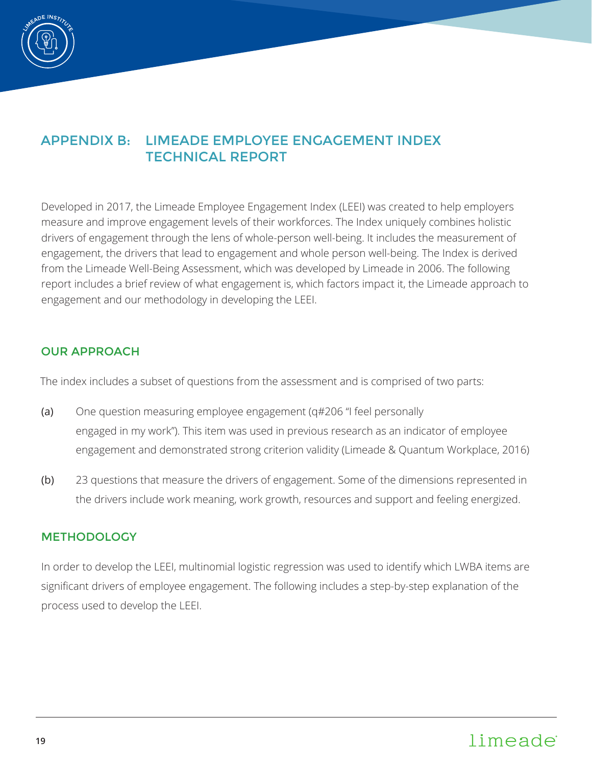## APPENDIX B: LIMEADE EMPLOYEE ENGAGEMENT INDEX TECHNICAL REPORT

Developed in 2017, the Limeade Employee Engagement Index (LEEI) was created to help employers measure and improve engagement levels of their workforces. The Index uniquely combines holistic drivers of engagement through the lens of whole-person well-being. It includes the measurement of engagement, the drivers that lead to engagement and whole person well-being. The Index is derived from the Limeade Well-Being Assessment, which was developed by Limeade in 2006. The following report includes a brief review of what engagement is, which factors impact it, the Limeade approach to engagement and our methodology in developing the LEEI.

### OUR APPROACH

The index includes a subset of questions from the assessment and is comprised of two parts:

(a) One question measuring employee engagement (q#206 "I feel personally engaged in my work"). This item was used in previous research as an indicator of employee engagement and demonstrated strong criterion validity (Limeade & Quantum Workplace, 2016)

(b) 23 questions that measure the drivers of engagement. Some of the dimensions represented in the drivers include work meaning, work growth, resources and support and feeling energized.

### METHODOLOGY

In order to develop the LEEI, multinomial logistic regression was used to identify which LWBA items are significant drivers of employee engagement. The following includes a step-by-step explanation of the process used to develop the LEEI.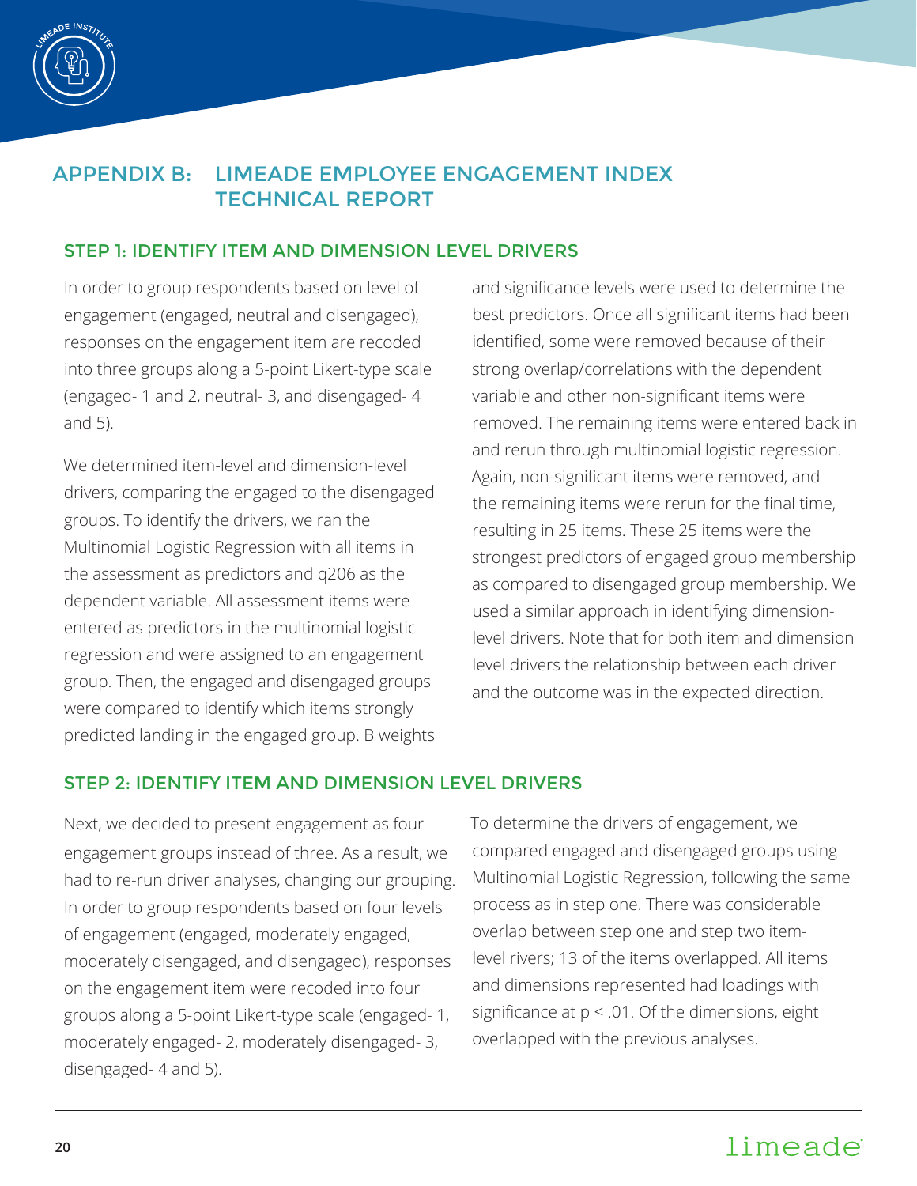# APPENDIX B: LIMEADE EMPLOYEE ENGAGEMENT INDEX TECHNICAL REPORT

## STEP 1: IDENTIFY ITEM AND DIMENSION LEVEL DRIVERS

In order to group respondents based on level of engagement (engaged, neutral and disengaged), responses on the engagement item are recoded into three groups along a 5-point Likert-type scale (engaged- 1 and 2, neutral- 3, and disengaged- 4 and 5).

We determined item-level and dimension-level drivers, comparing the engaged to the disengaged groups. To identify the drivers, we ran the Multinomial Logistic Regression with all items in the assessment as predictors and q206 as the dependent variable. All assessment items were entered as predictors in the multinomial logistic regression and were assigned to an engagement group. Then, the engaged and disengaged groups were compared to identify which items strongly predicted landing in the engaged group. B weights and significance levels were used to determine the best predictors. Once all significant items had been identified, some were removed because of their strong overlap/correlations with the dependent variable and other non-significant items were removed. The remaining items were entered back in and rerun through multinomial logistic regression. Again, non-significant items were removed, and the remaining items were rerun for the final time, resulting in 25 items. These 25 items were the strongest predictors of engaged group membership as compared to disengaged group membership. We used a similar approach in identifying dimension-level drivers. Note that for both item and dimension level drivers the relationship between each driver and the outcome was in the expected direction.

## STEP 2: IDENTIFY ITEM AND DIMENSION LEVEL DRIVERS

Next, we decided to present engagement as four engagement groups instead of three. As a result, we had to re-run driver analyses, changing our grouping. In order to group respondents based on four levels of engagement (engaged, moderately engaged, moderately disengaged, and disengaged), responses on the engagement item were recoded into four groups along a 5-point Likert-type scale (engaged- 1, moderately engaged- 2, moderately disengaged- 3, disengaged- 4 and 5).

To determine the drivers of engagement, we compared engaged and disengaged groups using Multinomial Logistic Regression, following the same process as in step one. There was considerable overlap between step one and step two item-level rivers; 13 of the items overlapped. All items and dimensions represented had loadings with significance at $p < .01$. Of the dimensions, eight overlapped with the previous analyses.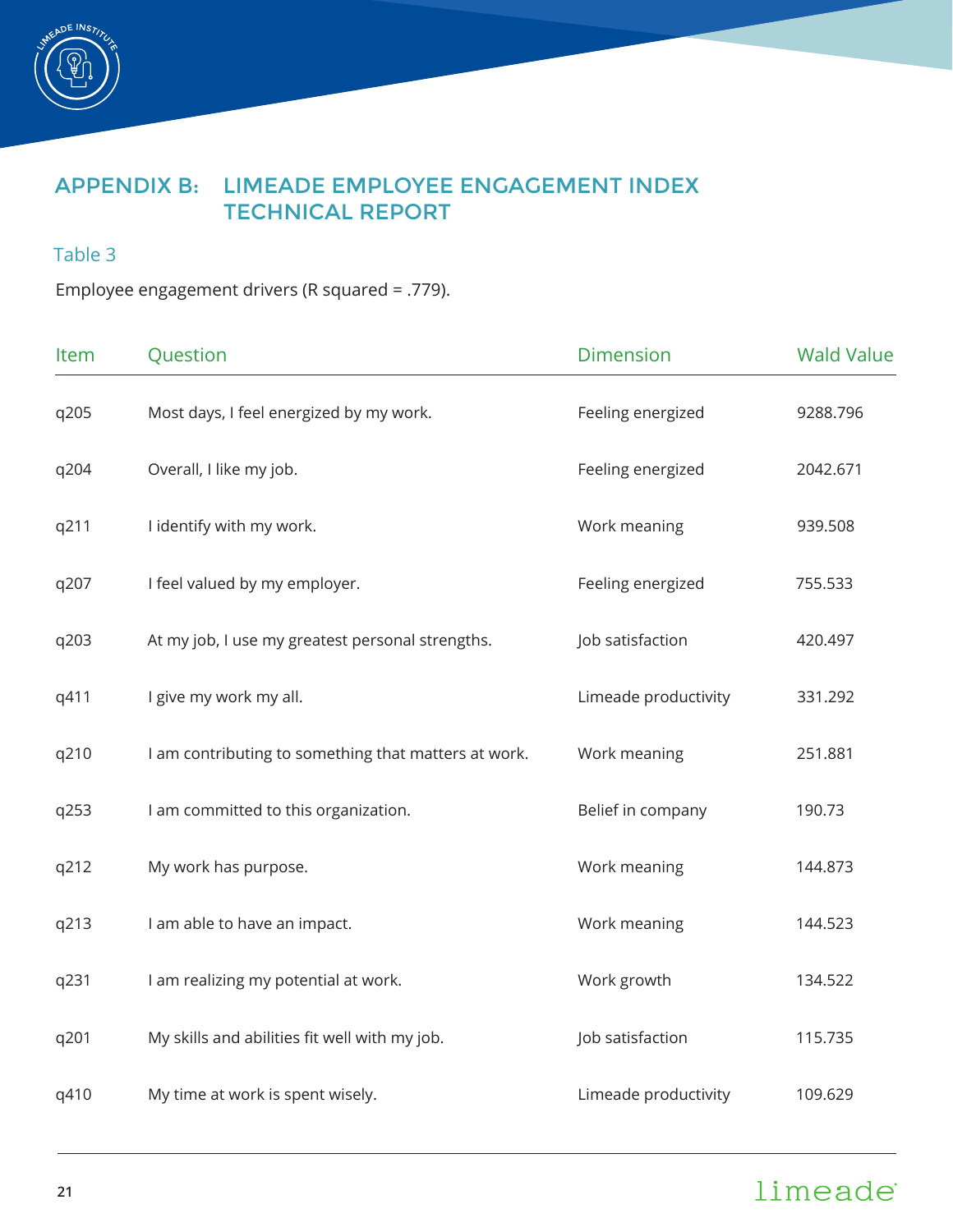## APPENDIX B: LIMEADE EMPLOYEE ENGAGEMENT INDEX TECHNICAL REPORT

### Table 3

Employee engagement drivers (R squared = .779).

| Item | Question | Dimension | Wald Value |
|---|---|---|---|
| q205 | Most days, I feel energized by my work. | Feeling energized | 9288.796 |
| q204 | Overall, I like my job. | Feeling energized | 2042.671 |
| q211 | I identify with my work. | Work meaning | 939.508 |
| q207 | I feel valued by my employer. | Feeling energized | 755.533 |
| q203 | At my job, I use my greatest personal strengths. | Job satisfaction | 420.497 |
| q411 | I give my work my all. | Limeade productivity | 331.292 |
| q210 | I am contributing to something that matters at work. | Work meaning | 251.881 |
| q253 | I am committed to this organization. | Belief in company | 190.73 |
| q212 | My work has purpose. | Work meaning | 144.873 |
| q213 | I am able to have an impact. | Work meaning | 144.523 |
| q231 | I am realizing my potential at work. | Work growth | 134.522 |
| q201 | My skills and abilities fit well with my job. | Job satisfaction | 115.735 |
| q410 | My time at work is spent wisely. | Limeade productivity | 109.629 |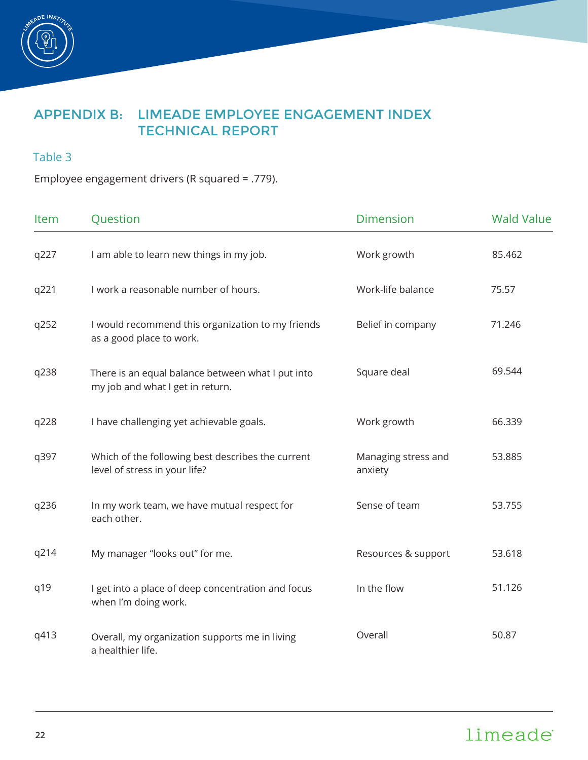## APPENDIX B: LIMEADE EMPLOYEE ENGAGEMENT INDEX TECHNICAL REPORT

### Table 3

Employee engagement drivers (R squared = .779).

| Item | Question | Dimension | Wald Value |
|---|---|---|---|
| q227 | I am able to learn new things in my job. | Work growth | 85.462 |
| q221 | I work a reasonable number of hours. | Work-life balance | 75.57 |
| q252 | I would recommend this organization to my friends as a good place to work. | Belief in company | 71.246 |
| q238 | There is an equal balance between what I put into my job and what I get in return. | Square deal | 69.544 |
| q228 | I have challenging yet achievable goals. | Work growth | 66.339 |
| q397 | Which of the following best describes the current level of stress in your life? | Managing stress and anxiety | 53.885 |
| q236 | In my work team, we have mutual respect for each other. | Sense of team | 53.755 |
| q214 | My manager "looks out" for me. | Resources & support | 53.618 |
| q19 | I get into a place of deep concentration and focus when I'm doing work. | In the flow | 51.126 |
| q413 | Overall, my organization supports me in living a healthier life. | Overall | 50.87 |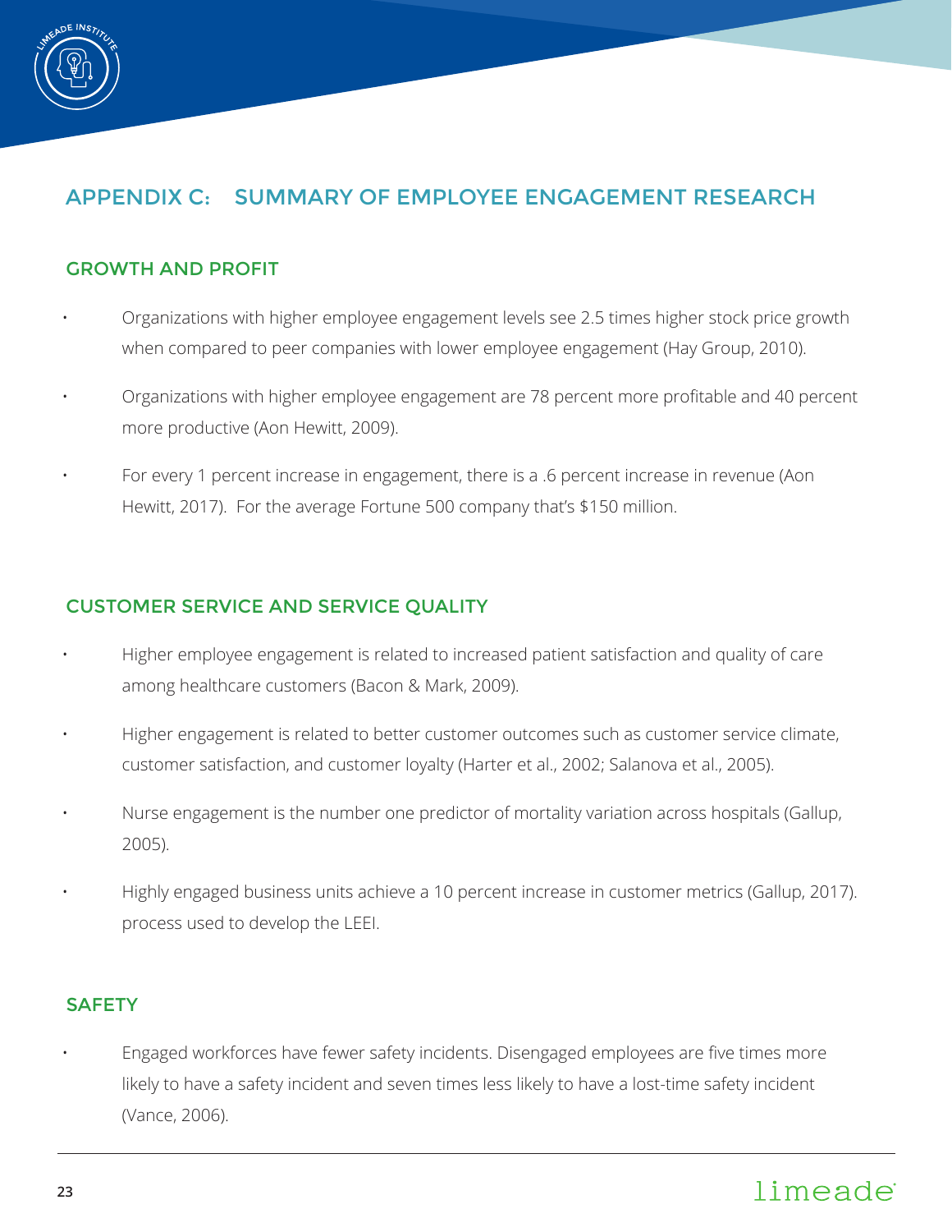# APPENDIX C: SUMMARY OF EMPLOYEE ENGAGEMENT RESEARCH

## GROWTH AND PROFIT

- Organizations with higher employee engagement levels see 2.5 times higher stock price growth when compared to peer companies with lower employee engagement (Hay Group, 2010).
- Organizations with higher employee engagement are 78 percent more profitable and 40 percent more productive (Aon Hewitt, 2009).
- For every 1 percent increase in engagement, there is a .6 percent increase in revenue (Aon Hewitt, 2017). For the average Fortune 500 company that's $150 million.

## CUSTOMER SERVICE AND SERVICE QUALITY

- Higher employee engagement is related to increased patient satisfaction and quality of care among healthcare customers (Bacon & Mark, 2009).
- Higher engagement is related to better customer outcomes such as customer service climate, customer satisfaction, and customer loyalty (Harter et al., 2002; Salanova et al., 2005).
- Nurse engagement is the number one predictor of mortality variation across hospitals (Gallup, 2005).
- Highly engaged business units achieve a 10 percent increase in customer metrics (Gallup, 2017). process used to develop the LEEI.

## SAFETY

- Engaged workforces have fewer safety incidents. Disengaged employees are five times more likely to have a safety incident and seven times less likely to have a lost-time safety incident (Vance, 2006).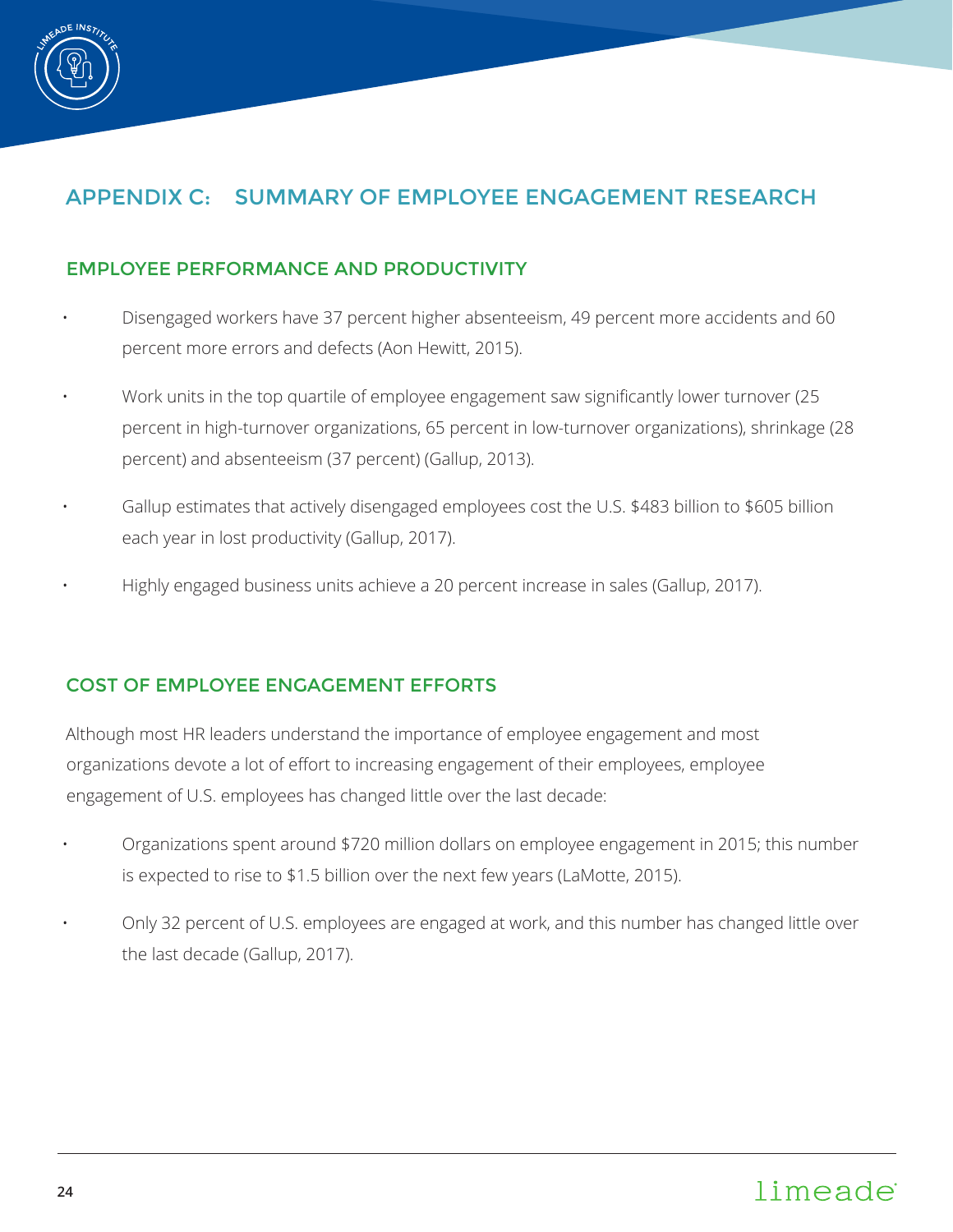## APPENDIX C: SUMMARY OF EMPLOYEE ENGAGEMENT RESEARCH

### EMPLOYEE PERFORMANCE AND PRODUCTIVITY

- Disengaged workers have 37 percent higher absenteeism, 49 percent more accidents and 60 percent more errors and defects (Aon Hewitt, 2015).
- Work units in the top quartile of employee engagement saw significantly lower turnover (25 percent in high-turnover organizations, 65 percent in low-turnover organizations), shrinkage (28 percent) and absenteeism (37 percent) (Gallup, 2013).
- Gallup estimates that actively disengaged employees cost the U.S. $483 billion to $605 billion each year in lost productivity (Gallup, 2017).
- Highly engaged business units achieve a 20 percent increase in sales (Gallup, 2017).

### COST OF EMPLOYEE ENGAGEMENT EFFORTS

Although most HR leaders understand the importance of employee engagement and most organizations devote a lot of effort to increasing engagement of their employees, employee engagement of U.S. employees has changed little over the last decade:

- Organizations spent around $720 million dollars on employee engagement in 2015; this number is expected to rise to $1.5 billion over the next few years (LaMotte, 2015).
- Only 32 percent of U.S. employees are engaged at work, and this number has changed little over the last decade (Gallup, 2017).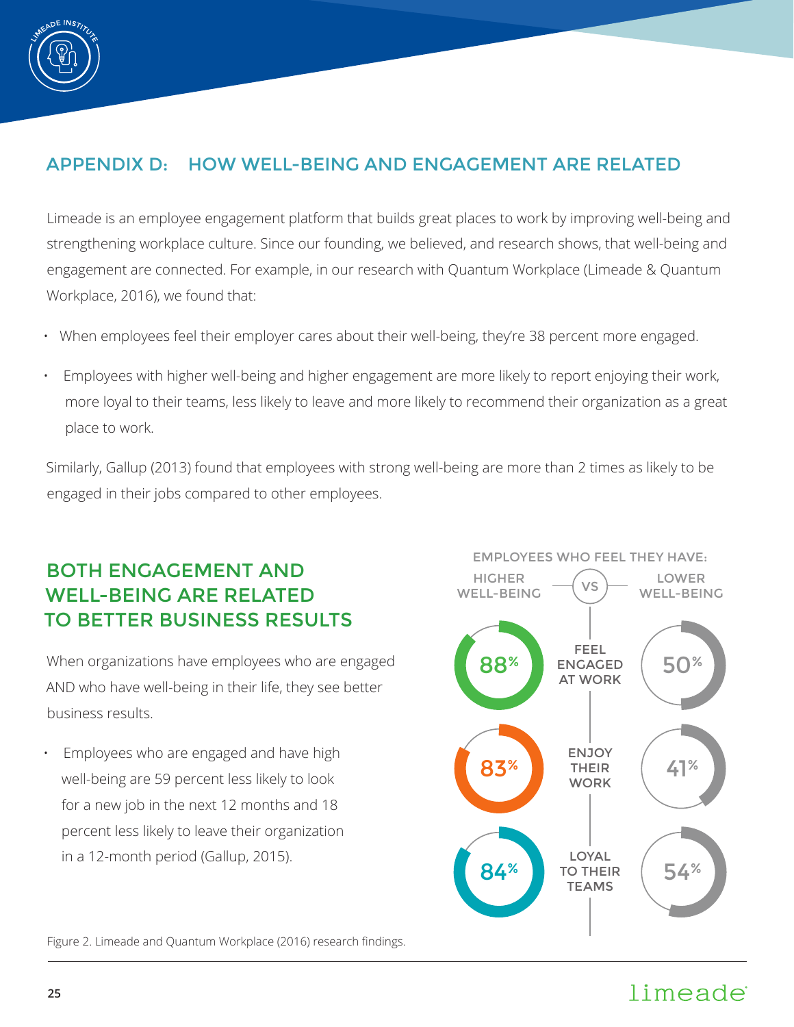## APPENDIX D: HOW WELL-BEING AND ENGAGEMENT ARE RELATED

Limeade is an employee engagement platform that builds great places to work by improving well-being and strengthening workplace culture. Since our founding, we believed, and research shows, that well-being and engagement are connected. For example, in our research with Quantum Workplace (Limeade & Quantum Workplace, 2016), we found that:

- When employees feel their employer cares about their well-being, they're 38 percent more engaged.
- Employees with higher well-being and higher engagement are more likely to report enjoying their work, more loyal to their teams, less likely to leave and more likely to recommend their organization as a great place to work.

Similarly, Gallup (2013) found that employees with strong well-being are more than 2 times as likely to be engaged in their jobs compared to other employees.

### BOTH ENGAGEMENT AND WELL-BEING ARE RELATED TO BETTER BUSINESS RESULTS

When organizations have employees who are engaged AND who have well-being in their life, they see better business results.

- Employees who are engaged and have high well-being are 59 percent less likely to look for a new job in the next 12 months and 18 percent less likely to leave their organization in a 12-month period (Gallup, 2015).

EMPLOYEES WHO FEEL THEY HAVE:

| HIGHER WELL-BEING | VS | LOWER WELL-BEING |
|---|---|---|
| 88% | FEEL ENGAGED AT WORK | 50% |
| 83% | ENJOY THEIR WORK | 41% |
| 84% | LOYAL TO THEIR TEAMS | 54% |

Figure 2. Limeade and Quantum Workplace (2016) research findings.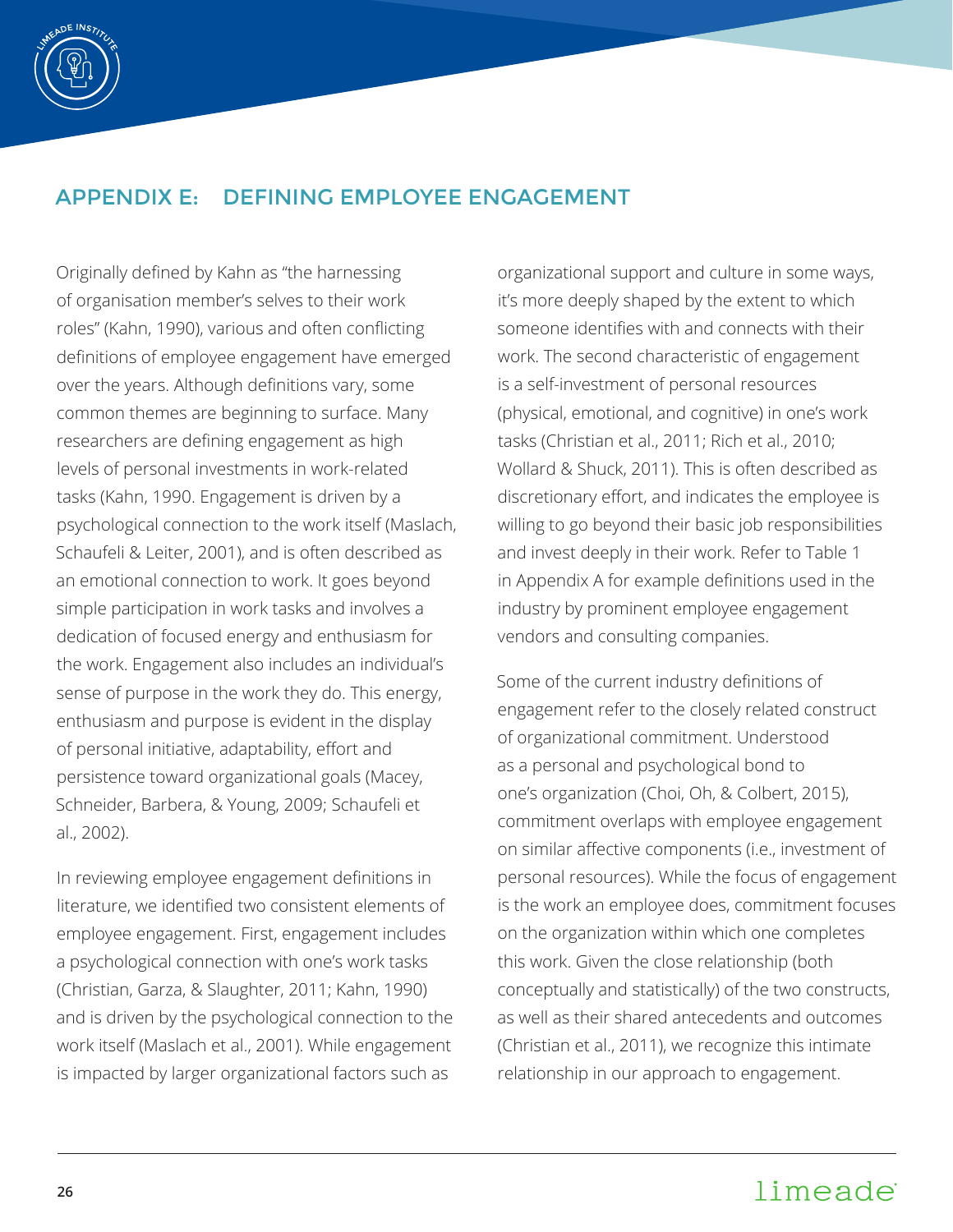## APPENDIX E: DEFINING EMPLOYEE ENGAGEMENT

Originally defined by Kahn as "the harnessing of organisation member's selves to their work roles" (Kahn, 1990), various and often conflicting definitions of employee engagement have emerged over the years. Although definitions vary, some common themes are beginning to surface. Many researchers are defining engagement as high levels of personal investments in work-related tasks (Kahn, 1990. Engagement is driven by a psychological connection to the work itself (Maslach, Schaufeli & Leiter, 2001), and is often described as an emotional connection to work. It goes beyond simple participation in work tasks and involves a dedication of focused energy and enthusiasm for the work. Engagement also includes an individual's sense of purpose in the work they do. This energy, enthusiasm and purpose is evident in the display of personal initiative, adaptability, effort and persistence toward organizational goals (Macey, Schneider, Barbera, & Young, 2009; Schaufeli et al., 2002).

In reviewing employee engagement definitions in literature, we identified two consistent elements of employee engagement. First, engagement includes a psychological connection with one's work tasks (Christian, Garza, & Slaughter, 2011; Kahn, 1990) and is driven by the psychological connection to the work itself (Maslach et al., 2001). While engagement is impacted by larger organizational factors such as organizational support and culture in some ways, it's more deeply shaped by the extent to which someone identifies with and connects with their work. The second characteristic of engagement is a self-investment of personal resources (physical, emotional, and cognitive) in one's work tasks (Christian et al., 2011; Rich et al., 2010; Wollard & Shuck, 2011). This is often described as discretionary effort, and indicates the employee is willing to go beyond their basic job responsibilities and invest deeply in their work. Refer to Table 1 in Appendix A for example definitions used in the industry by prominent employee engagement vendors and consulting companies.

Some of the current industry definitions of engagement refer to the closely related construct of organizational commitment. Understood as a personal and psychological bond to one's organization (Choi, Oh, & Colbert, 2015), commitment overlaps with employee engagement on similar affective components (i.e., investment of personal resources). While the focus of engagement is the work an employee does, commitment focuses on the organization within which one completes this work. Given the close relationship (both conceptually and statistically) of the two constructs, as well as their shared antecedents and outcomes (Christian et al., 2011), we recognize this intimate relationship in our approach to engagement.